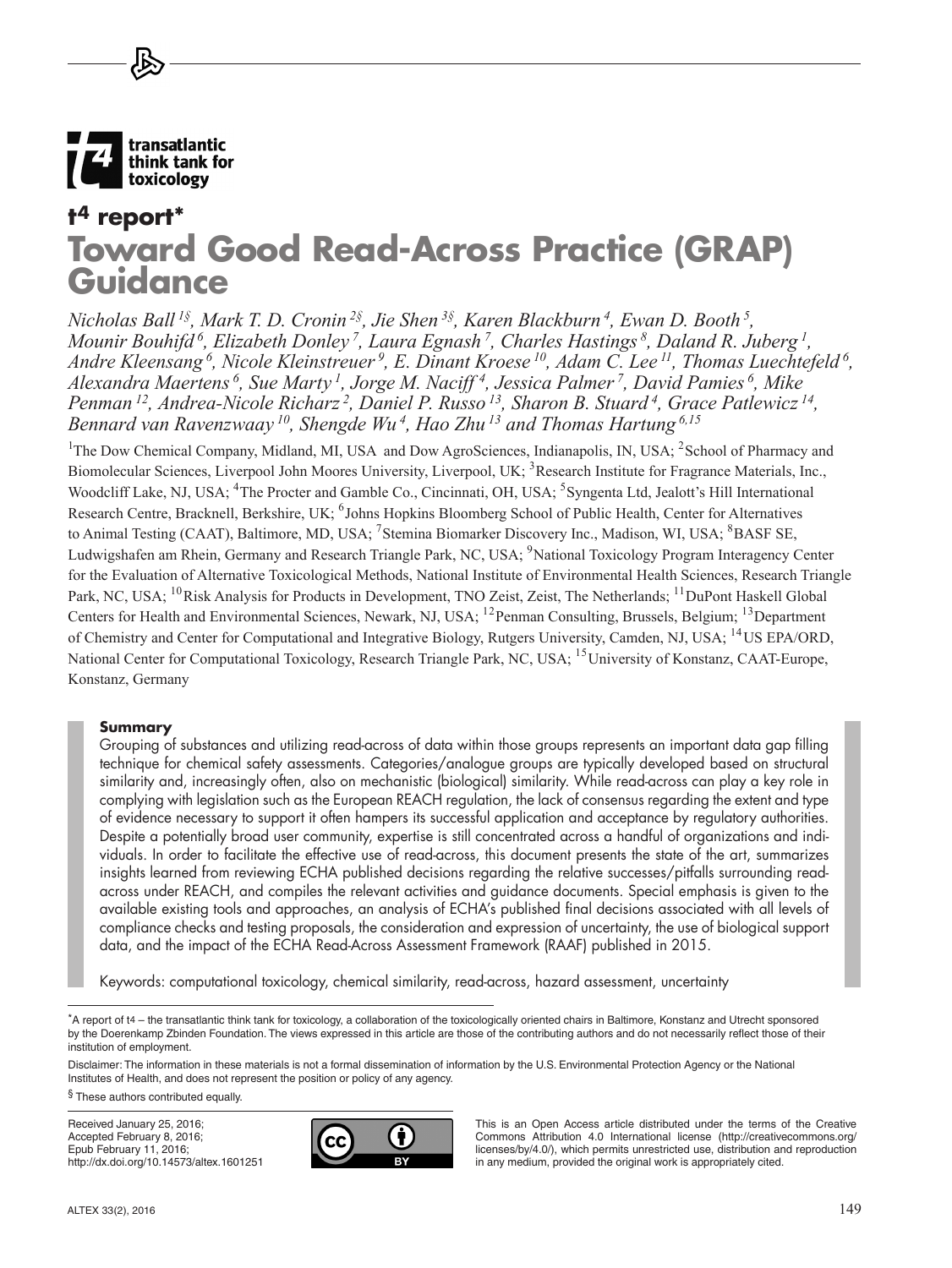transatlantic think tank for toxicology

**t4 report***

# Toward Good Read-Across Practice (GRAP) Guidance

*Nicholas Ball [1§], Mark T. D. Cronin [2§], Jie Shen [3§], Karen Blackburn [4], Ewan D. Booth [5], Mounir Bouhifd [6], Elizabeth Donley [7], Laura Egnash [7], Charles Hastings [8], Daland R. Juberg [1], Andre Kleensang [6], Nicole Kleinstreuer [9], E. Dinant Kroese [10], Adam C. Lee [11], Thomas Luechtefeld [6], Alexandra Maertens [6], Sue Marty [1], Jorge M. Naciff [4], Jessica Palmer [7], David Pamies [6], Mike Penman [12], Andrea-Nicole Richarz [2], Daniel P. Russo [13], Sharon B. Stuard [4], Grace Patlewicz [14], Bennard van Ravenzwaay [10], Shengde Wu [4], Hao Zhu [13] and Thomas Hartung [6,15]*

[1]The Dow Chemical Company, Midland, MI, USA and Dow AgroSciences, Indianapolis, IN, USA; [2]School of Pharmacy and Biomolecular Sciences, Liverpool John Moores University, Liverpool, UK; [3]Research Institute for Fragrance Materials, Inc., Woodcliff Lake, NJ, USA; [4]The Procter and Gamble Co., Cincinnati, OH, USA; [5]Syngenta Ltd, Jealott's Hill International Research Centre, Bracknell, Berkshire, UK; [6]Johns Hopkins Bloomberg School of Public Health, Center for Alternatives to Animal Testing (CAAT), Baltimore, MD, USA; [7]Stemina Biomarker Discovery Inc., Madison, WI, USA; [8]BASF SE, Ludwigshafen am Rhein, Germany and Research Triangle Park, NC, USA; [9]National Toxicology Program Interagency Center for the Evaluation of Alternative Toxicological Methods, National Institute of Environmental Health Sciences, Research Triangle Park, NC, USA; [10]Risk Analysis for Products in Development, TNO Zeist, Zeist, The Netherlands; [11]DuPont Haskell Global Centers for Health and Environmental Sciences, Newark, NJ, USA; [12]Penman Consulting, Brussels, Belgium; [13]Department of Chemistry and Center for Computational and Integrative Biology, Rutgers University, Camden, NJ, USA; [14]US EPA/ORD, National Center for Computational Toxicology, Research Triangle Park, NC, USA; [15]University of Konstanz, CAAT-Europe, Konstanz, Germany

**Summary**

Grouping of substances and utilizing read-across of data within those groups represents an important data gap filling technique for chemical safety assessments. Categories/analogue groups are typically developed based on structural similarity and, increasingly often, also on mechanistic (biological) similarity. While read-across can play a key role in complying with legislation such as the European REACH regulation, the lack of consensus regarding the extent and type of evidence necessary to support it often hampers its successful application and acceptance by regulatory authorities. Despite a potentially broad user community, expertise is still concentrated across a handful of organizations and individuals. In order to facilitate the effective use of read-across, this document presents the state of the art, summarizes insights learned from reviewing ECHA published decisions regarding the relative successes/pitfalls surrounding read-across under REACH, and compiles the relevant activities and guidance documents. Special emphasis is given to the available existing tools and approaches, an analysis of ECHA's published final decisions associated with all levels of compliance checks and testing proposals, the consideration and expression of uncertainty, the use of biological support data, and the impact of the ECHA Read-Across Assessment Framework (RAAF) published in 2015.

Keywords: computational toxicology, chemical similarity, read-across, hazard assessment, uncertainty

*A report of t4 – the transatlantic think tank for toxicology, a collaboration of the toxicologically oriented chairs in Baltimore, Konstanz and Utrecht sponsored by the Doerenkamp Zbinden Foundation. The views expressed in this article are those of the contributing authors and do not necessarily reflect those of their institution of employment.

Disclaimer: The information in these materials is not a formal dissemination of information by the U.S. Environmental Protection Agency or the National Institutes of Health, and does not represent the position or policy of any agency.

§ These authors contributed equally.

Received January 25, 2016;
Accepted February 8, 2016;
Epub February 11, 2016;
http://dx.doi.org/10.14573/altex.1601251

This is an Open Access article distributed under the terms of the Creative Commons Attribution 4.0 International license (http://creativecommons.org/licenses/by/4.0/), which permits unrestricted use, distribution and reproduction in any medium, provided the original work is appropriately cited.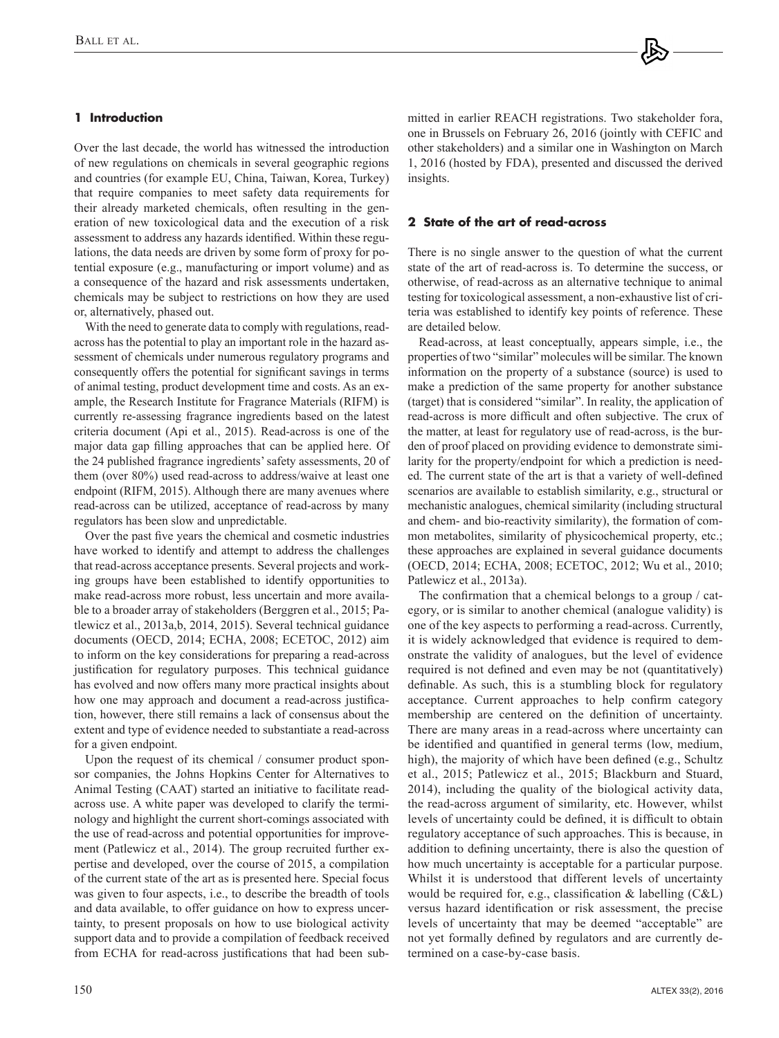## 1 Introduction

Over the last decade, the world has witnessed the introduction of new regulations on chemicals in several geographic regions and countries (for example EU, China, Taiwan, Korea, Turkey) that require companies to meet safety data requirements for their already marketed chemicals, often resulting in the generation of new toxicological data and the execution of a risk assessment to address any hazards identified. Within these regulations, the data needs are driven by some form of proxy for potential exposure (e.g., manufacturing or import volume) and as a consequence of the hazard and risk assessments undertaken, chemicals may be subject to restrictions on how they are used or, alternatively, phased out.

With the need to generate data to comply with regulations, read-across has the potential to play an important role in the hazard assessment of chemicals under numerous regulatory programs and consequently offers the potential for significant savings in terms of animal testing, product development time and costs. As an example, the Research Institute for Fragrance Materials (RIFM) is currently re-assessing fragrance ingredients based on the latest criteria document (Api et al., 2015). Read-across is one of the major data gap filling approaches that can be applied here. Of the 24 published fragrance ingredients' safety assessments, 20 of them (over 80%) used read-across to address/waive at least one endpoint (RIFM, 2015). Although there are many avenues where read-across can be utilized, acceptance of read-across by many regulators has been slow and unpredictable.

Over the past five years the chemical and cosmetic industries have worked to identify and attempt to address the challenges that read-across acceptance presents. Several projects and working groups have been established to identify opportunities to make read-across more robust, less uncertain and more available to a broader array of stakeholders (Berggren et al., 2015; Patlewicz et al., 2013a,b, 2014, 2015). Several technical guidance documents (OECD, 2014; ECHA, 2008; ECETOC, 2012) aim to inform on the key considerations for preparing a read-across justification for regulatory purposes. This technical guidance has evolved and now offers many more practical insights about how one may approach and document a read-across justification, however, there still remains a lack of consensus about the extent and type of evidence needed to substantiate a read-across for a given endpoint.

Upon the request of its chemical / consumer product sponsor companies, the Johns Hopkins Center for Alternatives to Animal Testing (CAAT) started an initiative to facilitate read-across use. A white paper was developed to clarify the terminology and highlight the current short-comings associated with the use of read-across and potential opportunities for improvement (Patlewicz et al., 2014). The group recruited further expertise and developed, over the course of 2015, a compilation of the current state of the art as is presented here. Special focus was given to four aspects, i.e., to describe the breadth of tools and data available, to offer guidance on how to express uncertainty, to present proposals on how to use biological activity support data and to provide a compilation of feedback received from ECHA for read-across justifications that had been submitted in earlier REACH registrations. Two stakeholder fora, one in Brussels on February 26, 2016 (jointly with CEFIC and other stakeholders) and a similar one in Washington on March 1, 2016 (hosted by FDA), presented and discussed the derived insights.

## 2 State of the art of read-across

There is no single answer to the question of what the current state of the art of read-across is. To determine the success, or otherwise, of read-across as an alternative technique to animal testing for toxicological assessment, a non-exhaustive list of criteria was established to identify key points of reference. These are detailed below.

Read-across, at least conceptually, appears simple, i.e., the properties of two "similar" molecules will be similar. The known information on the property of a substance (source) is used to make a prediction of the same property for another substance (target) that is considered "similar". In reality, the application of read-across is more difficult and often subjective. The crux of the matter, at least for regulatory use of read-across, is the burden of proof placed on providing evidence to demonstrate similarity for the property/endpoint for which a prediction is needed. The current state of the art is that a variety of well-defined scenarios are available to establish similarity, e.g., structural or mechanistic analogues, chemical similarity (including structural and chem- and bio-reactivity similarity), the formation of common metabolites, similarity of physicochemical property, etc.; these approaches are explained in several guidance documents (OECD, 2014; ECHA, 2008; ECETOC, 2012; Wu et al., 2010; Patlewicz et al., 2013a).

The confirmation that a chemical belongs to a group / category, or is similar to another chemical (analogue validity) is one of the key aspects to performing a read-across. Currently, it is widely acknowledged that evidence is required to demonstrate the validity of analogues, but the level of evidence required is not defined and even may be not (quantitatively) definable. As such, this is a stumbling block for regulatory acceptance. Current approaches to help confirm category membership are centered on the definition of uncertainty. There are many areas in a read-across where uncertainty can be identified and quantified in general terms (low, medium, high), the majority of which have been defined (e.g., Schultz et al., 2015; Patlewicz et al., 2015; Blackburn and Stuard, 2014), including the quality of the biological activity data, the read-across argument of similarity, etc. However, whilst levels of uncertainty could be defined, it is difficult to obtain regulatory acceptance of such approaches. This is because, in addition to defining uncertainty, there is also the question of how much uncertainty is acceptable for a particular purpose. Whilst it is understood that different levels of uncertainty would be required for, e.g., classification & labelling (C&L) versus hazard identification or risk assessment, the precise levels of uncertainty that may be deemed "acceptable" are not yet formally defined by regulators and are currently determined on a case-by-case basis.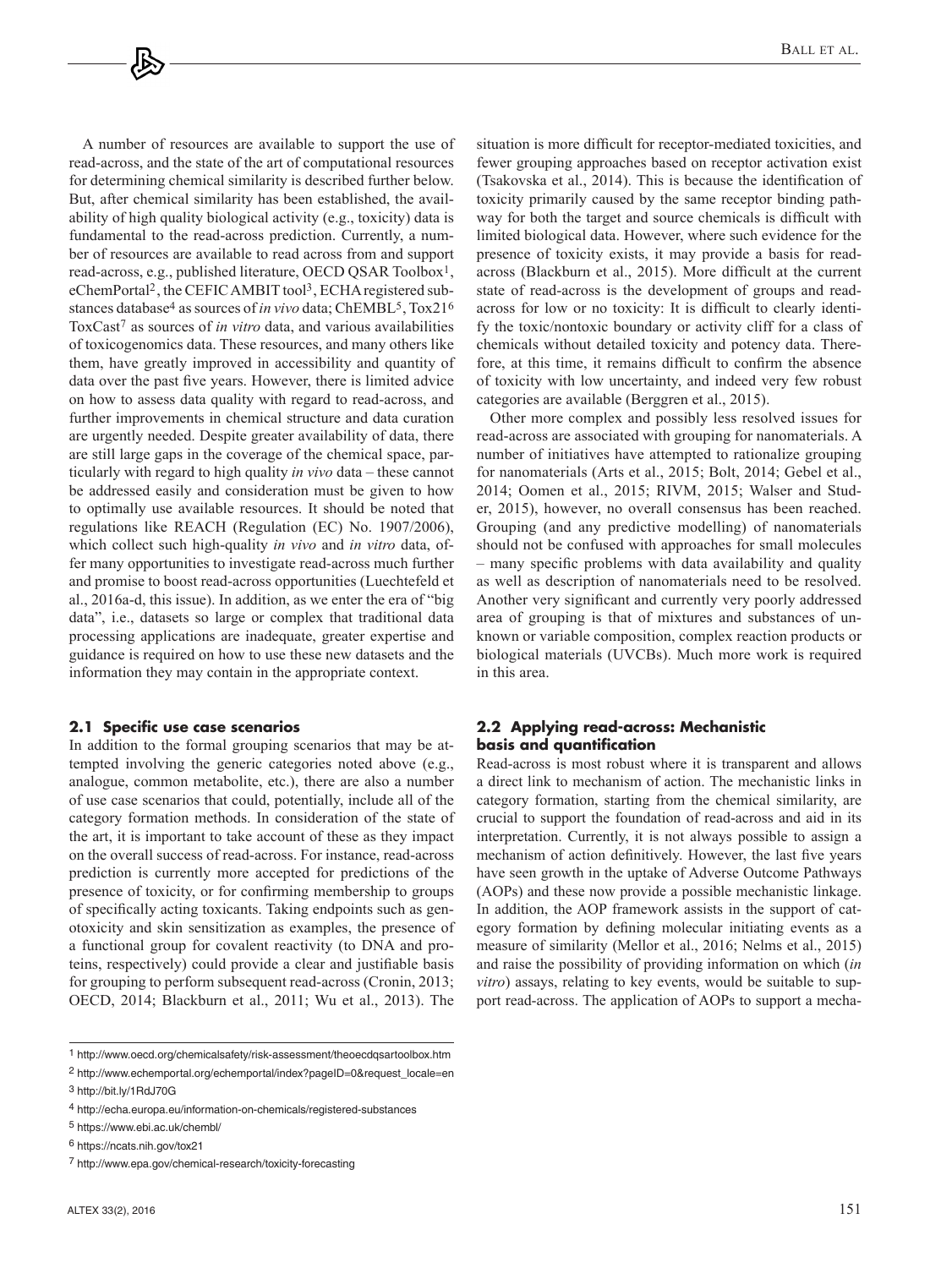A number of resources are available to support the use of read-across, and the state of the art of computational resources for determining chemical similarity is described further below. But, after chemical similarity has been established, the availability of high quality biological activity (e.g., toxicity) data is fundamental to the read-across prediction. Currently, a number of resources are available to read across from and support read-across, e.g., published literature, OECD QSAR Toolbox[1], eChemPortal[2], the CEFIC AMBIT tool[3], ECHA registered substances database[4] as sources of *in vivo* data; ChEMBL[5], Tox21[6] ToxCast[7] as sources of *in vitro* data, and various availabilities of toxicogenomics data. These resources, and many others like them, have greatly improved in accessibility and quantity of data over the past five years. However, there is limited advice on how to assess data quality with regard to read-across, and further improvements in chemical structure and data curation are urgently needed. Despite greater availability of data, there are still large gaps in the coverage of the chemical space, particularly with regard to high quality *in vivo* data – these cannot be addressed easily and consideration must be given to how to optimally use available resources. It should be noted that regulations like REACH (Regulation (EC) No. 1907/2006), which collect such high-quality *in vivo* and *in vitro* data, offer many opportunities to investigate read-across much further and promise to boost read-across opportunities (Luechtefeld et al., 2016a-d, this issue). In addition, as we enter the era of "big data", i.e., datasets so large or complex that traditional data processing applications are inadequate, greater expertise and guidance is required on how to use these new datasets and the information they may contain in the appropriate context.

### 2.1 Specific use case scenarios

In addition to the formal grouping scenarios that may be attempted involving the generic categories noted above (e.g., analogue, common metabolite, etc.), there are also a number of use case scenarios that could, potentially, include all of the category formation methods. In consideration of the state of the art, it is important to take account of these as they impact on the overall success of read-across. For instance, read-across prediction is currently more accepted for predictions of the presence of toxicity, or for confirming membership to groups of specifically acting toxicants. Taking endpoints such as genotoxicity and skin sensitization as examples, the presence of a functional group for covalent reactivity (to DNA and proteins, respectively) could provide a clear and justifiable basis for grouping to perform subsequent read-across (Cronin, 2013; OECD, 2014; Blackburn et al., 2011; Wu et al., 2013). The situation is more difficult for receptor-mediated toxicities, and fewer grouping approaches based on receptor activation exist (Tsakovska et al., 2014). This is because the identification of toxicity primarily caused by the same receptor binding pathway for both the target and source chemicals is difficult with limited biological data. However, where such evidence for the presence of toxicity exists, it may provide a basis for read-across (Blackburn et al., 2015). More difficult at the current state of read-across is the development of groups and read-across for low or no toxicity: It is difficult to clearly identify the toxic/nontoxic boundary or activity cliff for a class of chemicals without detailed toxicity and potency data. Therefore, at this time, it remains difficult to confirm the absence of toxicity with low uncertainty, and indeed very few robust categories are available (Berggren et al., 2015).

Other more complex and possibly less resolved issues for read-across are associated with grouping for nanomaterials. A number of initiatives have attempted to rationalize grouping for nanomaterials (Arts et al., 2015; Bolt, 2014; Gebel et al., 2014; Oomen et al., 2015; RIVM, 2015; Walser and Studer, 2015), however, no overall consensus has been reached. Grouping (and any predictive modelling) of nanomaterials should not be confused with approaches for small molecules – many specific problems with data availability and quality as well as description of nanomaterials need to be resolved. Another very significant and currently very poorly addressed area of grouping is that of mixtures and substances of unknown or variable composition, complex reaction products or biological materials (UVCBs). Much more work is required in this area.

### 2.2 Applying read-across: Mechanistic basis and quantification

Read-across is most robust where it is transparent and allows a direct link to mechanism of action. The mechanistic links in category formation, starting from the chemical similarity, are crucial to support the foundation of read-across and aid in its interpretation. Currently, it is not always possible to assign a mechanism of action definitively. However, the last five years have seen growth in the uptake of Adverse Outcome Pathways (AOPs) and these now provide a possible mechanistic linkage. In addition, the AOP framework assists in the support of category formation by defining molecular initiating events as a measure of similarity (Mellor et al., 2016; Nelms et al., 2015) and raise the possibility of providing information on which (*in vitro*) assays, relating to key events, would be suitable to support read-across. The application of AOPs to support a mecha-

---

[1] http://www.oecd.org/chemicalsafety/risk-assessment/theoecdqsartoolbox.htm

[2] http://www.echemportal.org/echemportal/index?pageID=0&request_locale=en

[3] http://bit.ly/1RdJ70G

[4] http://echa.europa.eu/information-on-chemicals/registered-substances

[5] https://www.ebi.ac.uk/chembl/

[6] https://ncats.nih.gov/tox21

[7] http://www.epa.gov/chemical-research/toxicity-forecasting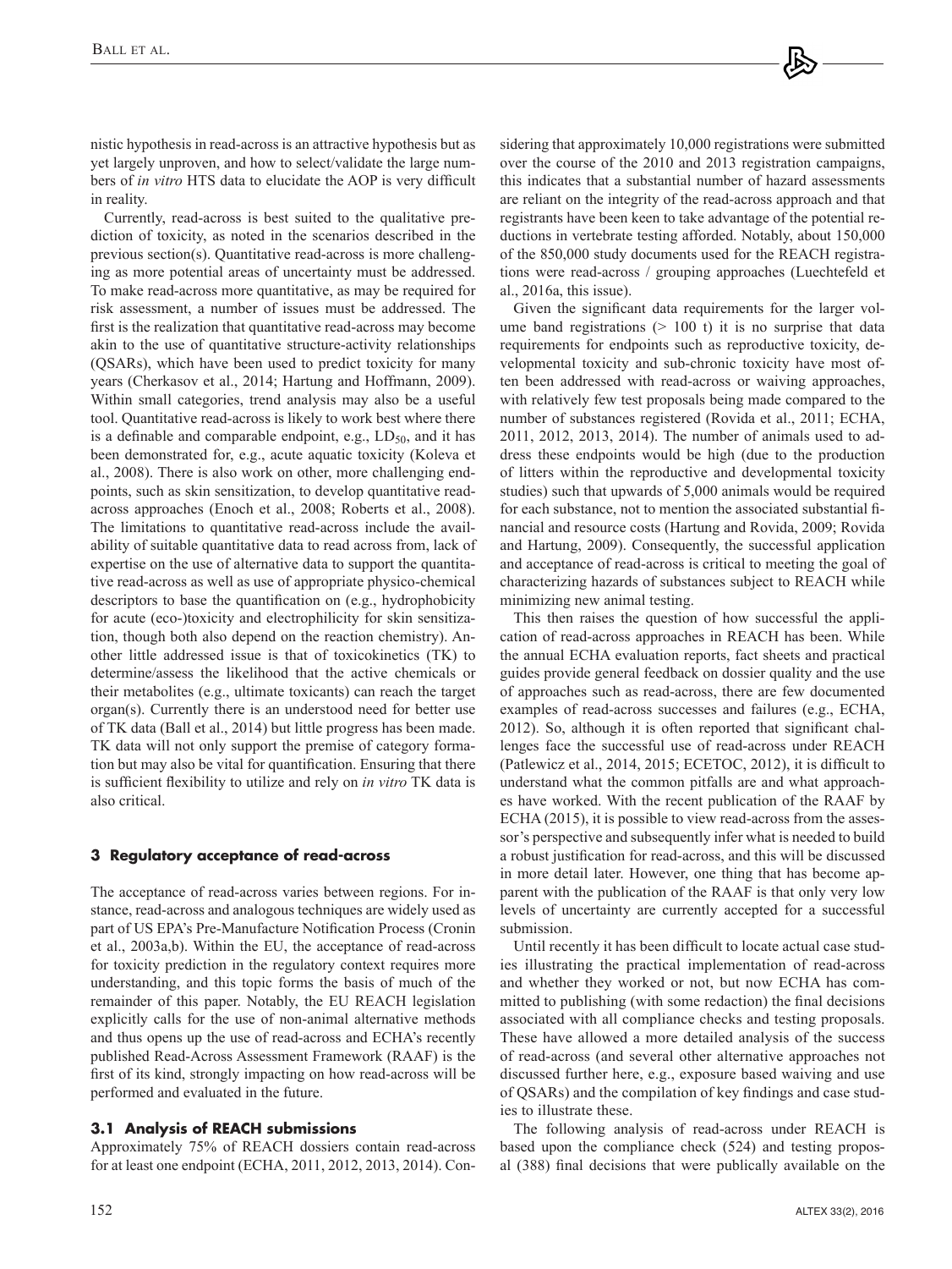nistic hypothesis in read-across is an attractive hypothesis but as yet largely unproven, and how to select/validate the large numbers of *in vitro* HTS data to elucidate the AOP is very difficult in reality.

Currently, read-across is best suited to the qualitative prediction of toxicity, as noted in the scenarios described in the previous section(s). Quantitative read-across is more challenging as more potential areas of uncertainty must be addressed. To make read-across more quantitative, as may be required for risk assessment, a number of issues must be addressed. The first is the realization that quantitative read-across may become akin to the use of quantitative structure-activity relationships (QSARs), which have been used to predict toxicity for many years (Cherkasov et al., 2014; Hartung and Hoffmann, 2009). Within small categories, trend analysis may also be a useful tool. Quantitative read-across is likely to work best where there is a definable and comparable endpoint, e.g., $LD_{50}$, and it has been demonstrated for, e.g., acute aquatic toxicity (Koleva et al., 2008). There is also work on other, more challenging endpoints, such as skin sensitization, to develop quantitative read-across approaches (Enoch et al., 2008; Roberts et al., 2008). The limitations to quantitative read-across include the availability of suitable quantitative data to read across from, lack of expertise on the use of alternative data to support the quantitative read-across as well as use of appropriate physico-chemical descriptors to base the quantification on (e.g., hydrophobicity for acute (eco-)toxicity and electrophilicity for skin sensitization, though both also depend on the reaction chemistry). Another little addressed issue is that of toxicokinetics (TK) to determine/assess the likelihood that the active chemicals or their metabolites (e.g., ultimate toxicants) can reach the target organ(s). Currently there is an understood need for better use of TK data (Ball et al., 2014) but little progress has been made. TK data will not only support the premise of category formation but may also be vital for quantification. Ensuring that there is sufficient flexibility to utilize and rely on *in vitro* TK data is also critical.

## 3 Regulatory acceptance of read-across

The acceptance of read-across varies between regions. For instance, read-across and analogous techniques are widely used as part of US EPA's Pre-Manufacture Notification Process (Cronin et al., 2003a,b). Within the EU, the acceptance of read-across for toxicity prediction in the regulatory context requires more understanding, and this topic forms the basis of much of the remainder of this paper. Notably, the EU REACH legislation explicitly calls for the use of non-animal alternative methods and thus opens up the use of read-across and ECHA's recently published Read-Across Assessment Framework (RAAF) is the first of its kind, strongly impacting on how read-across will be performed and evaluated in the future.

### 3.1 Analysis of REACH submissions

Approximately 75% of REACH dossiers contain read-across for at least one endpoint (ECHA, 2011, 2012, 2013, 2014). Considering that approximately 10,000 registrations were submitted over the course of the 2010 and 2013 registration campaigns, this indicates that a substantial number of hazard assessments are reliant on the integrity of the read-across approach and that registrants have been keen to take advantage of the potential reductions in vertebrate testing afforded. Notably, about 150,000 of the 850,000 study documents used for the REACH registrations were read-across / grouping approaches (Luechtefeld et al., 2016a, this issue).

Given the significant data requirements for the larger volume band registrations (> 100 t) it is no surprise that data requirements for endpoints such as reproductive toxicity, developmental toxicity and sub-chronic toxicity have most often been addressed with read-across or waiving approaches, with relatively few test proposals being made compared to the number of substances registered (Rovida et al., 2011; ECHA, 2011, 2012, 2013, 2014). The number of animals used to address these endpoints would be high (due to the production of litters within the reproductive and developmental toxicity studies) such that upwards of 5,000 animals would be required for each substance, not to mention the associated substantial financial and resource costs (Hartung and Rovida, 2009; Rovida and Hartung, 2009). Consequently, the successful application and acceptance of read-across is critical to meeting the goal of characterizing hazards of substances subject to REACH while minimizing new animal testing.

This then raises the question of how successful the application of read-across approaches in REACH has been. While the annual ECHA evaluation reports, fact sheets and practical guides provide general feedback on dossier quality and the use of approaches such as read-across, there are few documented examples of read-across successes and failures (e.g., ECHA, 2012). So, although it is often reported that significant challenges face the successful use of read-across under REACH (Patlewicz et al., 2014, 2015; ECETOC, 2012), it is difficult to understand what the common pitfalls are and what approaches have worked. With the recent publication of the RAAF by ECHA (2015), it is possible to view read-across from the assessor's perspective and subsequently infer what is needed to build a robust justification for read-across, and this will be discussed in more detail later. However, one thing that has become apparent with the publication of the RAAF is that only very low levels of uncertainty are currently accepted for a successful submission.

Until recently it has been difficult to locate actual case studies illustrating the practical implementation of read-across and whether they worked or not, but now ECHA has committed to publishing (with some redaction) the final decisions associated with all compliance checks and testing proposals. These have allowed a more detailed analysis of the success of read-across (and several other alternative approaches not discussed further here, e.g., exposure based waiving and use of QSARs) and the compilation of key findings and case studies to illustrate these.

The following analysis of read-across under REACH is based upon the compliance check (524) and testing proposal (388) final decisions that were publically available on the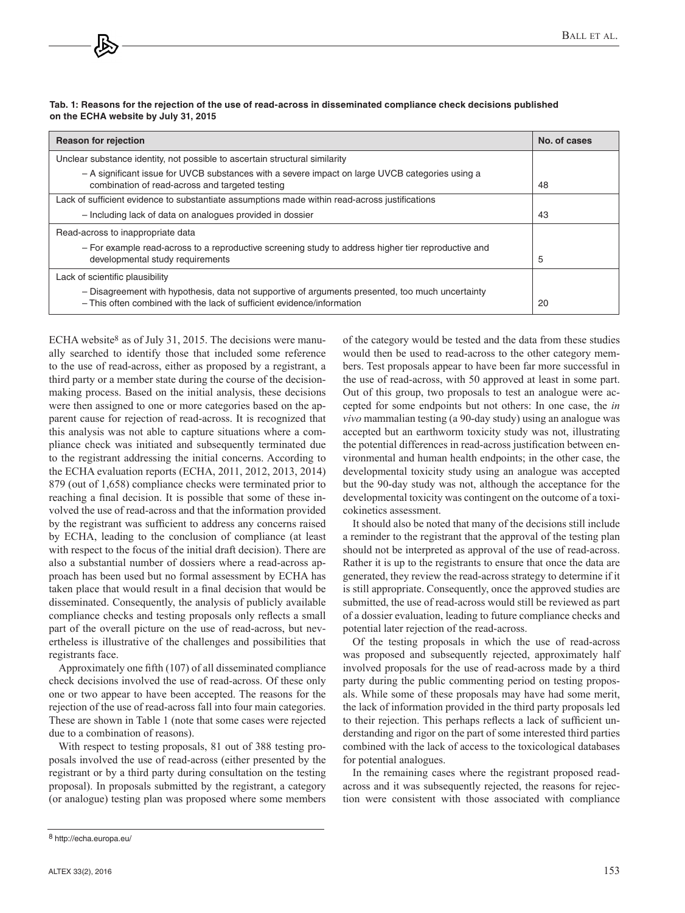**Tab. 1: Reasons for the rejection of the use of read-across in disseminated compliance check decisions published on the ECHA website by July 31, 2015**

| Reason for rejection | No. of cases |
|---|---|
| Unclear substance identity, not possible to ascertain structural similarity<br>– A significant issue for UVCB substances with a severe impact on large UVCB categories using a combination of read-across and targeted testing | 48 |
| Lack of sufficient evidence to substantiate assumptions made within read-across justifications<br>– Including lack of data on analogues provided in dossier | 43 |
| Read-across to inappropriate data<br>– For example read-across to a reproductive screening study to address higher tier reproductive and developmental study requirements | 5 |
| Lack of scientific plausibility<br>– Disagreement with hypothesis, data not supportive of arguments presented, too much uncertainty<br>– This often combined with the lack of sufficient evidence/information | 20 |

ECHA website[8] as of July 31, 2015. The decisions were manually searched to identify those that included some reference to the use of read-across, either as proposed by a registrant, a third party or a member state during the course of the decision-making process. Based on the initial analysis, these decisions were then assigned to one or more categories based on the apparent cause for rejection of read-across. It is recognized that this analysis was not able to capture situations where a compliance check was initiated and subsequently terminated due to the registrant addressing the initial concerns. According to the ECHA evaluation reports (ECHA, 2011, 2012, 2013, 2014) 879 (out of 1,658) compliance checks were terminated prior to reaching a final decision. It is possible that some of these involved the use of read-across and that the information provided by the registrant was sufficient to address any concerns raised by ECHA, leading to the conclusion of compliance (at least with respect to the focus of the initial draft decision). There are also a substantial number of dossiers where a read-across approach has been used but no formal assessment by ECHA has taken place that would result in a final decision that would be disseminated. Consequently, the analysis of publicly available compliance checks and testing proposals only reflects a small part of the overall picture on the use of read-across, but nevertheless is illustrative of the challenges and possibilities that registrants face.

Approximately one fifth (107) of all disseminated compliance check decisions involved the use of read-across. Of these only one or two appear to have been accepted. The reasons for the rejection of the use of read-across fall into four main categories. These are shown in Table 1 (note that some cases were rejected due to a combination of reasons).

With respect to testing proposals, 81 out of 388 testing proposals involved the use of read-across (either presented by the registrant or by a third party during consultation on the testing proposal). In proposals submitted by the registrant, a category (or analogue) testing plan was proposed where some members of the category would be tested and the data from these studies would then be used to read-across to the other category members. Test proposals appear to have been far more successful in the use of read-across, with 50 approved at least in some part. Out of this group, two proposals to test an analogue were accepted for some endpoints but not others: In one case, the *in vivo* mammalian testing (a 90-day study) using an analogue was accepted but an earthworm toxicity study was not, illustrating the potential differences in read-across justification between environmental and human health endpoints; in the other case, the developmental toxicity study using an analogue was accepted but the 90-day study was not, although the acceptance for the developmental toxicity was contingent on the outcome of a toxicokinetics assessment.

It should also be noted that many of the decisions still include a reminder to the registrant that the approval of the testing plan should not be interpreted as approval of the use of read-across. Rather it is up to the registrants to ensure that once the data are generated, they review the read-across strategy to determine if it is still appropriate. Consequently, once the approved studies are submitted, the use of read-across would still be reviewed as part of a dossier evaluation, leading to future compliance checks and potential later rejection of the read-across.

Of the testing proposals in which the use of read-across was proposed and subsequently rejected, approximately half involved proposals for the use of read-across made by a third party during the public commenting period on testing proposals. While some of these proposals may have had some merit, the lack of information provided in the third party proposals led to their rejection. This perhaps reflects a lack of sufficient understanding and rigor on the part of some interested third parties combined with the lack of access to the toxicological databases for potential analogues.

In the remaining cases where the registrant proposed read-across and it was subsequently rejected, the reasons for rejection were consistent with those associated with compliance

[8] http://echa.europa.eu/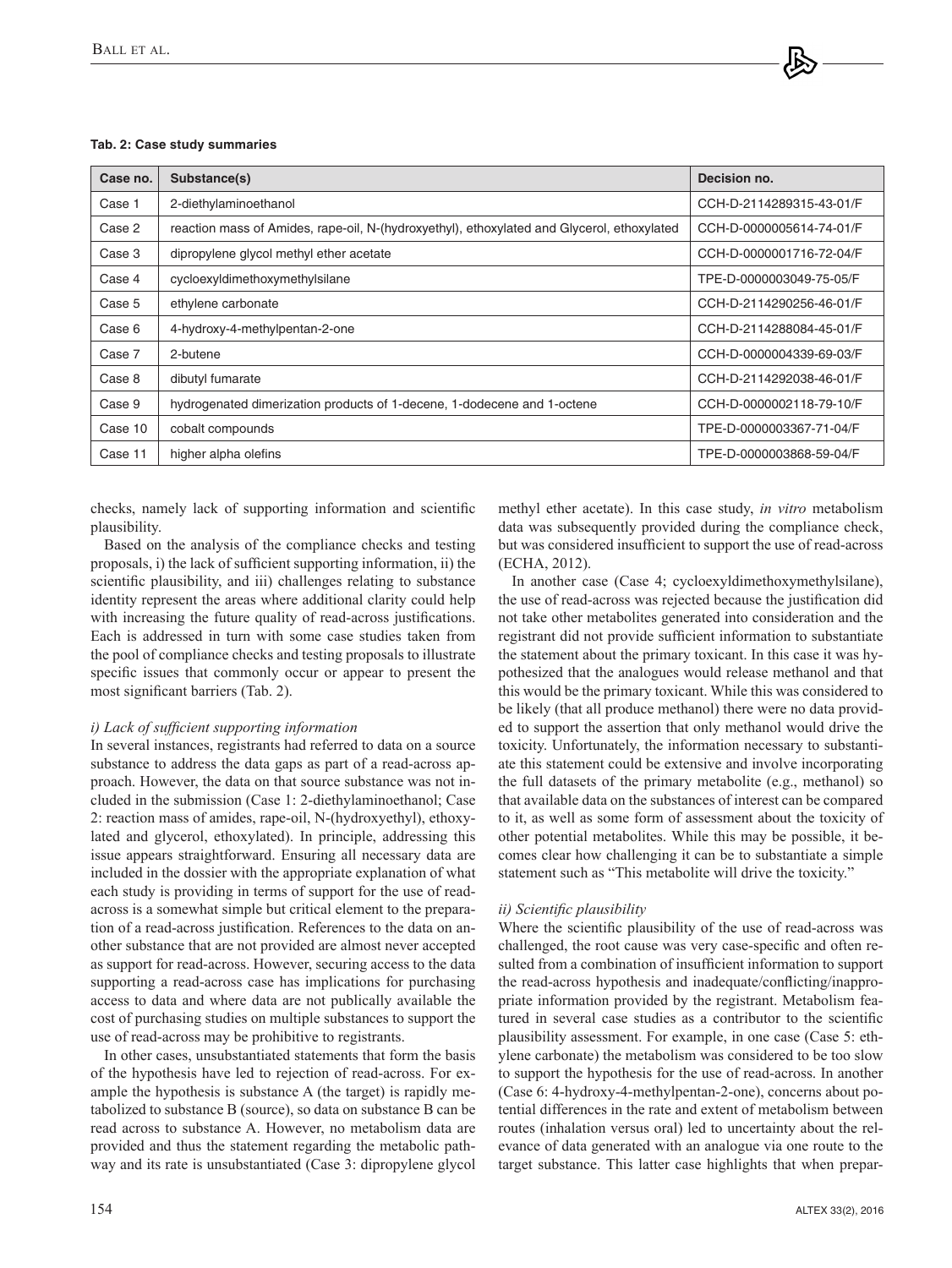**Tab. 2: Case study summaries**

| Case no. | Substance(s) | Decision no. |
|---|---|---|
| Case 1 | 2-diethylaminoethanol | CCH-D-2114289315-43-01/F |
| Case 2 | reaction mass of Amides, rape-oil, N-(hydroxyethyl), ethoxylated and Glycerol, ethoxylated | CCH-D-0000005614-74-01/F |
| Case 3 | dipropylene glycol methyl ether acetate | CCH-D-0000001716-72-04/F |
| Case 4 | cycloexyldimethoxymethylsilane | TPE-D-0000003049-75-05/F |
| Case 5 | ethylene carbonate | CCH-D-2114290256-46-01/F |
| Case 6 | 4-hydroxy-4-methylpentan-2-one | CCH-D-2114288084-45-01/F |
| Case 7 | 2-butene | CCH-D-0000004339-69-03/F |
| Case 8 | dibutyl fumarate | CCH-D-2114292038-46-01/F |
| Case 9 | hydrogenated dimerization products of 1-decene, 1-dodecene and 1-octene | CCH-D-0000002118-79-10/F |
| Case 10 | cobalt compounds | TPE-D-0000003367-71-04/F |
| Case 11 | higher alpha olefins | TPE-D-0000003868-59-04/F |

checks, namely lack of supporting information and scientific plausibility.

Based on the analysis of the compliance checks and testing proposals, i) the lack of sufficient supporting information, ii) the scientific plausibility, and iii) challenges relating to substance identity represent the areas where additional clarity could help with increasing the future quality of read-across justifications. Each is addressed in turn with some case studies taken from the pool of compliance checks and testing proposals to illustrate specific issues that commonly occur or appear to present the most significant barriers (Tab. 2).

*i) Lack of sufficient supporting information*

In several instances, registrants had referred to data on a source substance to address the data gaps as part of a read-across approach. However, the data on that source substance was not included in the submission (Case 1: 2-diethylaminoethanol; Case 2: reaction mass of amides, rape-oil, N-(hydroxyethyl), ethoxylated and glycerol, ethoxylated). In principle, addressing this issue appears straightforward. Ensuring all necessary data are included in the dossier with the appropriate explanation of what each study is providing in terms of support for the use of read-across is a somewhat simple but critical element to the preparation of a read-across justification. References to the data on another substance that are not provided are almost never accepted as support for read-across. However, securing access to the data supporting a read-across case has implications for purchasing access to data and where data are not publically available the cost of purchasing studies on multiple substances to support the use of read-across may be prohibitive to registrants.

In other cases, unsubstantiated statements that form the basis of the hypothesis have led to rejection of read-across. For example the hypothesis is substance A (the target) is rapidly metabolized to substance B (source), so data on substance B can be read across to substance A. However, no metabolism data are provided and thus the statement regarding the metabolic pathway and its rate is unsubstantiated (Case 3: dipropylene glycol methyl ether acetate). In this case study, *in vitro* metabolism data was subsequently provided during the compliance check, but was considered insufficient to support the use of read-across (ECHA, 2012).

In another case (Case 4; cycloexyldimethoxymethylsilane), the use of read-across was rejected because the justification did not take other metabolites generated into consideration and the registrant did not provide sufficient information to substantiate the statement about the primary toxicant. In this case it was hypothesized that the analogues would release methanol and that this would be the primary toxicant. While this was considered to be likely (that all produce methanol) there were no data provided to support the assertion that only methanol would drive the toxicity. Unfortunately, the information necessary to substantiate this statement could be extensive and involve incorporating the full datasets of the primary metabolite (e.g., methanol) so that available data on the substances of interest can be compared to it, as well as some form of assessment about the toxicity of other potential metabolites. While this may be possible, it becomes clear how challenging it can be to substantiate a simple statement such as "This metabolite will drive the toxicity."

*ii) Scientific plausibility*

Where the scientific plausibility of the use of read-across was challenged, the root cause was very case-specific and often resulted from a combination of insufficient information to support the read-across hypothesis and inadequate/conflicting/inappropriate information provided by the registrant. Metabolism featured in several case studies as a contributor to the scientific plausibility assessment. For example, in one case (Case 5: ethylene carbonate) the metabolism was considered to be too slow to support the hypothesis for the use of read-across. In another (Case 6: 4-hydroxy-4-methylpentan-2-one), concerns about potential differences in the rate and extent of metabolism between routes (inhalation versus oral) led to uncertainty about the relevance of data generated with an analogue via one route to the target substance. This latter case highlights that when prepar-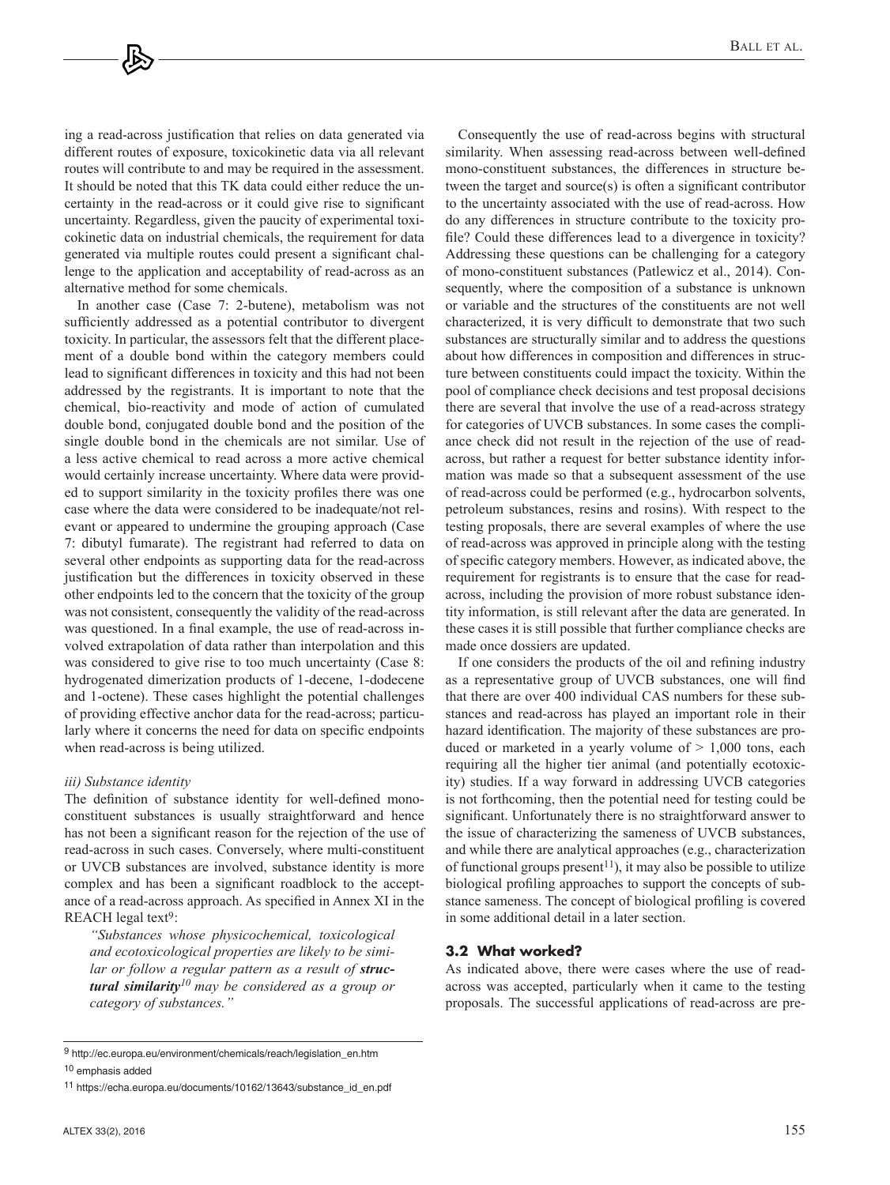ing a read-across justification that relies on data generated via different routes of exposure, toxicokinetic data via all relevant routes will contribute to and may be required in the assessment. It should be noted that this TK data could either reduce the uncertainty in the read-across or it could give rise to significant uncertainty. Regardless, given the paucity of experimental toxicokinetic data on industrial chemicals, the requirement for data generated via multiple routes could present a significant challenge to the application and acceptability of read-across as an alternative method for some chemicals.

In another case (Case 7: 2-butene), metabolism was not sufficiently addressed as a potential contributor to divergent toxicity. In particular, the assessors felt that the different placement of a double bond within the category members could lead to significant differences in toxicity and this had not been addressed by the registrants. It is important to note that the chemical, bio-reactivity and mode of action of cumulated double bond, conjugated double bond and the position of the single double bond in the chemicals are not similar. Use of a less active chemical to read across a more active chemical would certainly increase uncertainty. Where data were provided to support similarity in the toxicity profiles there was one case where the data were considered to be inadequate/not relevant or appeared to undermine the grouping approach (Case 7: dibutyl fumarate). The registrant had referred to data on several other endpoints as supporting data for the read-across justification but the differences in toxicity observed in these other endpoints led to the concern that the toxicity of the group was not consistent, consequently the validity of the read-across was questioned. In a final example, the use of read-across involved extrapolation of data rather than interpolation and this was considered to give rise to too much uncertainty (Case 8: hydrogenated dimerization products of 1-decene, 1-dodecene and 1-octene). These cases highlight the potential challenges of providing effective anchor data for the read-across; particularly where it concerns the need for data on specific endpoints when read-across is being utilized.

*iii) Substance identity*

The definition of substance identity for well-defined mono-constituent substances is usually straightforward and hence has not been a significant reason for the rejection of the use of read-across in such cases. Conversely, where multi-constituent or UVCB substances are involved, substance identity is more complex and has been a significant roadblock to the acceptance of a read-across approach. As specified in Annex XI in the REACH legal text[9]:

> *"Substances whose physicochemical, toxicological and ecotoxicological properties are likely to be similar or follow a regular pattern as a result of* ***structural similarity***[10] *may be considered as a group or category of substances."*

Consequently the use of read-across begins with structural similarity. When assessing read-across between well-defined mono-constituent substances, the differences in structure between the target and source(s) is often a significant contributor to the uncertainty associated with the use of read-across. How do any differences in structure contribute to the toxicity profile? Could these differences lead to a divergence in toxicity? Addressing these questions can be challenging for a category of mono-constituent substances (Patlewicz et al., 2014). Consequently, where the composition of a substance is unknown or variable and the structures of the constituents are not well characterized, it is very difficult to demonstrate that two such substances are structurally similar and to address the questions about how differences in composition and differences in structure between constituents could impact the toxicity. Within the pool of compliance check decisions and test proposal decisions there are several that involve the use of a read-across strategy for categories of UVCB substances. In some cases the compliance check did not result in the rejection of the use of read-across, but rather a request for better substance identity information was made so that a subsequent assessment of the use of read-across could be performed (e.g., hydrocarbon solvents, petroleum substances, resins and rosins). With respect to the testing proposals, there are several examples of where the use of read-across was approved in principle along with the testing of specific category members. However, as indicated above, the requirement for registrants is to ensure that the case for read-across, including the provision of more robust substance identity information, is still relevant after the data are generated. In these cases it is still possible that further compliance checks are made once dossiers are updated.

If one considers the products of the oil and refining industry as a representative group of UVCB substances, one will find that there are over 400 individual CAS numbers for these substances and read-across has played an important role in their hazard identification. The majority of these substances are produced or marketed in a yearly volume of > 1,000 tons, each requiring all the higher tier animal (and potentially ecotoxicity) studies. If a way forward in addressing UVCB categories is not forthcoming, then the potential need for testing could be significant. Unfortunately there is no straightforward answer to the issue of characterizing the sameness of UVCB substances, and while there are analytical approaches (e.g., characterization of functional groups present[11]), it may also be possible to utilize biological profiling approaches to support the concepts of substance sameness. The concept of biological profiling is covered in some additional detail in a later section.

### 3.2 What worked?

As indicated above, there were cases where the use of read-across was accepted, particularly when it came to the testing proposals. The successful applications of read-across are pre-

[9] http://ec.europa.eu/environment/chemicals/reach/legislation_en.htm

[10] emphasis added

[11] https://echa.europa.eu/documents/10162/13643/substance_id_en.pdf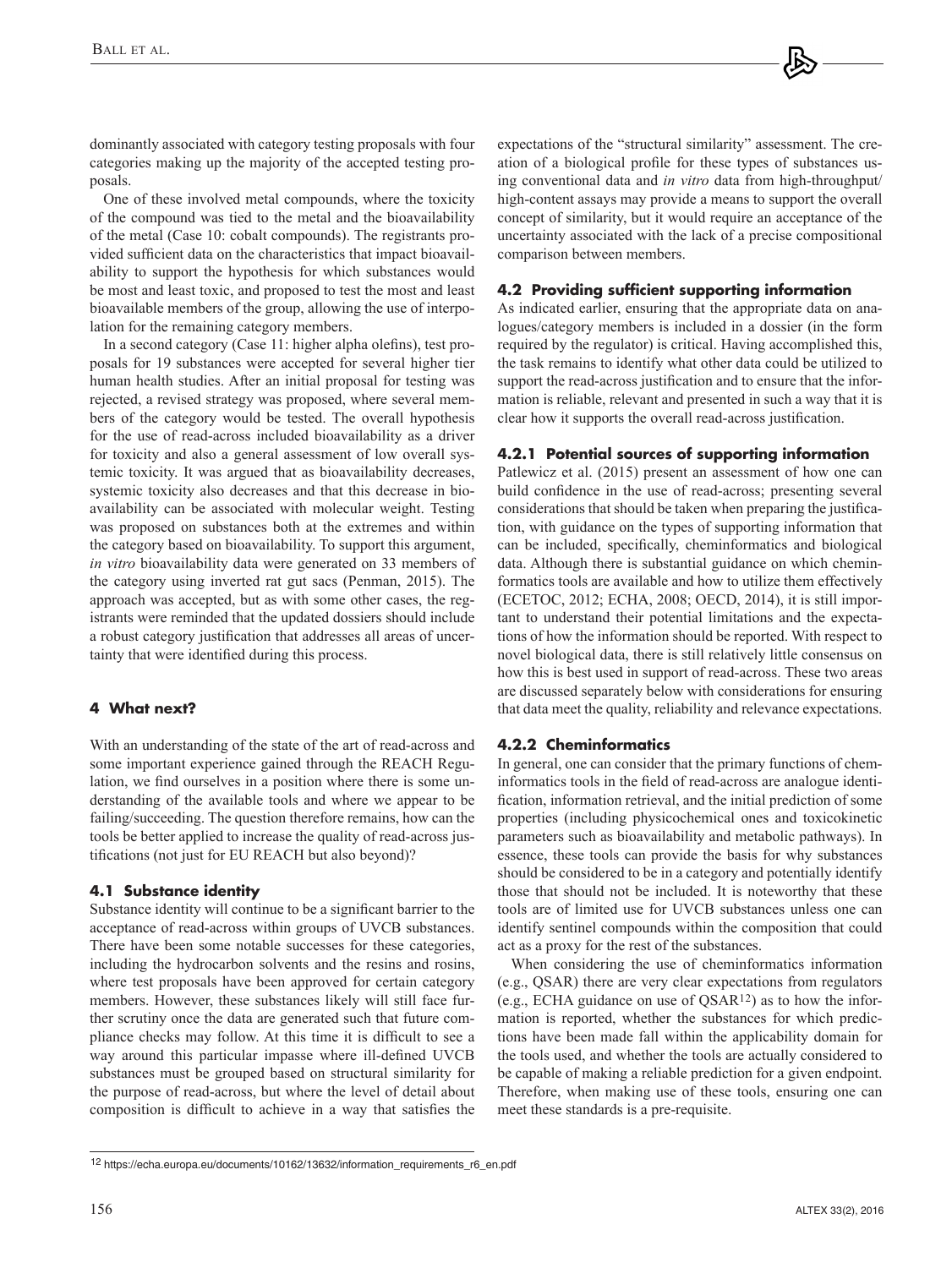dominantly associated with category testing proposals with four categories making up the majority of the accepted testing proposals.

One of these involved metal compounds, where the toxicity of the compound was tied to the metal and the bioavailability of the metal (Case 10: cobalt compounds). The registrants provided sufficient data on the characteristics that impact bioavailability to support the hypothesis for which substances would be most and least toxic, and proposed to test the most and least bioavailable members of the group, allowing the use of interpolation for the remaining category members.

In a second category (Case 11: higher alpha olefins), test proposals for 19 substances were accepted for several higher tier human health studies. After an initial proposal for testing was rejected, a revised strategy was proposed, where several members of the category would be tested. The overall hypothesis for the use of read-across included bioavailability as a driver for toxicity and also a general assessment of low overall systemic toxicity. It was argued that as bioavailability decreases, systemic toxicity also decreases and that this decrease in bioavailability can be associated with molecular weight. Testing was proposed on substances both at the extremes and within the category based on bioavailability. To support this argument, *in vitro* bioavailability data were generated on 33 members of the category using inverted rat gut sacs (Penman, 2015). The approach was accepted, but as with some other cases, the registrants were reminded that the updated dossiers should include a robust category justification that addresses all areas of uncertainty that were identified during this process.

## 4 What next?

With an understanding of the state of the art of read-across and some important experience gained through the REACH Regulation, we find ourselves in a position where there is some understanding of the available tools and where we appear to be failing/succeeding. The question therefore remains, how can the tools be better applied to increase the quality of read-across justifications (not just for EU REACH but also beyond)?

### 4.1 Substance identity

Substance identity will continue to be a significant barrier to the acceptance of read-across within groups of UVCB substances. There have been some notable successes for these categories, including the hydrocarbon solvents and the resins and rosins, where test proposals have been approved for certain category members. However, these substances likely will still face further scrutiny once the data are generated such that future compliance checks may follow. At this time it is difficult to see a way around this particular impasse where ill-defined UVCB substances must be grouped based on structural similarity for the purpose of read-across, but where the level of detail about composition is difficult to achieve in a way that satisfies the expectations of the "structural similarity" assessment. The creation of a biological profile for these types of substances using conventional data and *in vitro* data from high-throughput/high-content assays may provide a means to support the overall concept of similarity, but it would require an acceptance of the uncertainty associated with the lack of a precise compositional comparison between members.

### 4.2 Providing sufficient supporting information

As indicated earlier, ensuring that the appropriate data on analogues/category members is included in a dossier (in the form required by the regulator) is critical. Having accomplished this, the task remains to identify what other data could be utilized to support the read-across justification and to ensure that the information is reliable, relevant and presented in such a way that it is clear how it supports the overall read-across justification.

#### 4.2.1 Potential sources of supporting information

Patlewicz et al. (2015) present an assessment of how one can build confidence in the use of read-across; presenting several considerations that should be taken when preparing the justification, with guidance on the types of supporting information that can be included, specifically, cheminformatics and biological data. Although there is substantial guidance on which cheminformatics tools are available and how to utilize them effectively (ECETOC, 2012; ECHA, 2008; OECD, 2014), it is still important to understand their potential limitations and the expectations of how the information should be reported. With respect to novel biological data, there is still relatively little consensus on how this is best used in support of read-across. These two areas are discussed separately below with considerations for ensuring that data meet the quality, reliability and relevance expectations.

#### 4.2.2 Cheminformatics

In general, one can consider that the primary functions of cheminformatics tools in the field of read-across are analogue identification, information retrieval, and the initial prediction of some properties (including physicochemical ones and toxicokinetic parameters such as bioavailability and metabolic pathways). In essence, these tools can provide the basis for why substances should be considered to be in a category and potentially identify those that should not be included. It is noteworthy that these tools are of limited use for UVCB substances unless one can identify sentinel compounds within the composition that could act as a proxy for the rest of the substances.

When considering the use of cheminformatics information (e.g., QSAR) there are very clear expectations from regulators (e.g., ECHA guidance on use of QSAR[12]) as to how the information is reported, whether the substances for which predictions have been made fall within the applicability domain for the tools used, and whether the tools are actually considered to be capable of making a reliable prediction for a given endpoint. Therefore, when making use of these tools, ensuring one can meet these standards is a pre-requisite.

[12] https://echa.europa.eu/documents/10162/13632/information_requirements_r6_en.pdf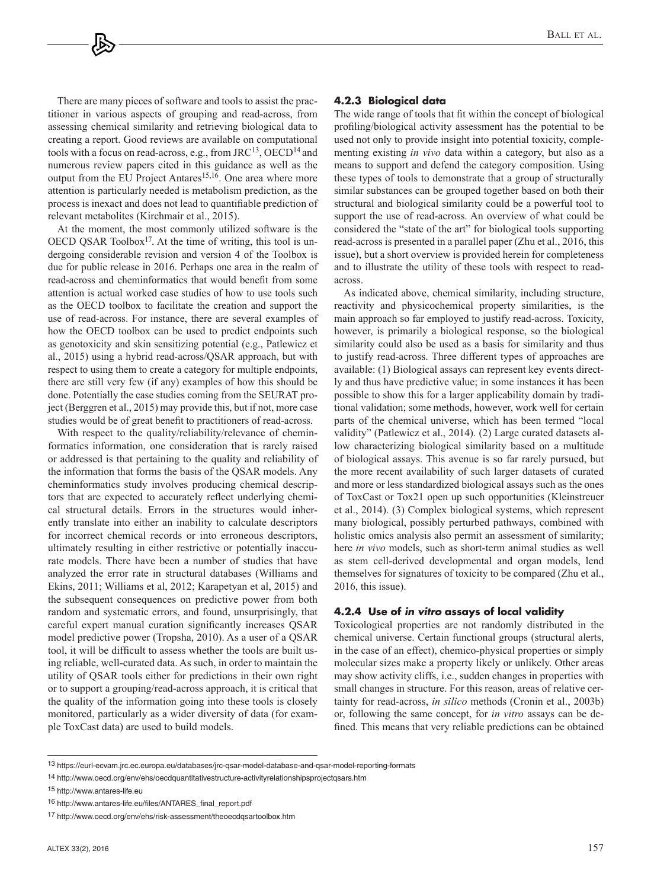There are many pieces of software and tools to assist the practitioner in various aspects of grouping and read-across, from assessing chemical similarity and retrieving biological data to creating a report. Good reviews are available on computational tools with a focus on read-across, e.g., from JRC[13], OECD[14] and numerous review papers cited in this guidance as well as the output from the EU Project Antares[15,16]. One area where more attention is particularly needed is metabolism prediction, as the process is inexact and does not lead to quantifiable prediction of relevant metabolites (Kirchmair et al., 2015).

At the moment, the most commonly utilized software is the OECD QSAR Toolbox[17]. At the time of writing, this tool is undergoing considerable revision and version 4 of the Toolbox is due for public release in 2016. Perhaps one area in the realm of read-across and cheminformatics that would benefit from some attention is actual worked case studies of how to use tools such as the OECD toolbox to facilitate the creation and support the use of read-across. For instance, there are several examples of how the OECD toolbox can be used to predict endpoints such as genotoxicity and skin sensitizing potential (e.g., Patlewicz et al., 2015) using a hybrid read-across/QSAR approach, but with respect to using them to create a category for multiple endpoints, there are still very few (if any) examples of how this should be done. Potentially the case studies coming from the SEURAT project (Berggren et al., 2015) may provide this, but if not, more case studies would be of great benefit to practitioners of read-across.

With respect to the quality/reliability/relevance of cheminformatics information, one consideration that is rarely raised or addressed is that pertaining to the quality and reliability of the information that forms the basis of the QSAR models. Any cheminformatics study involves producing chemical descriptors that are expected to accurately reflect underlying chemical structural details. Errors in the structures would inherently translate into either an inability to calculate descriptors for incorrect chemical records or into erroneous descriptors, ultimately resulting in either restrictive or potentially inaccurate models. There have been a number of studies that have analyzed the error rate in structural databases (Williams and Ekins, 2011; Williams et al, 2012; Karapetyan et al, 2015) and the subsequent consequences on predictive power from both random and systematic errors, and found, unsurprisingly, that careful expert manual curation significantly increases QSAR model predictive power (Tropsha, 2010). As a user of a QSAR tool, it will be difficult to assess whether the tools are built using reliable, well-curated data. As such, in order to maintain the utility of QSAR tools either for predictions in their own right or to support a grouping/read-across approach, it is critical that the quality of the information going into these tools is closely monitored, particularly as a wider diversity of data (for example ToxCast data) are used to build models.

#### 4.2.3 Biological data

The wide range of tools that fit within the concept of biological profiling/biological activity assessment has the potential to be used not only to provide insight into potential toxicity, complementing existing *in vivo* data within a category, but also as a means to support and defend the category composition. Using these types of tools to demonstrate that a group of structurally similar substances can be grouped together based on both their structural and biological similarity could be a powerful tool to support the use of read-across. An overview of what could be considered the "state of the art" for biological tools supporting read-across is presented in a parallel paper (Zhu et al., 2016, this issue), but a short overview is provided herein for completeness and to illustrate the utility of these tools with respect to read-across.

As indicated above, chemical similarity, including structure, reactivity and physicochemical property similarities, is the main approach so far employed to justify read-across. Toxicity, however, is primarily a biological response, so the biological similarity could also be used as a basis for similarity and thus to justify read-across. Three different types of approaches are available: (1) Biological assays can represent key events directly and thus have predictive value; in some instances it has been possible to show this for a larger applicability domain by traditional validation; some methods, however, work well for certain parts of the chemical universe, which has been termed "local validity" (Patlewicz et al., 2014). (2) Large curated datasets allow characterizing biological similarity based on a multitude of biological assays. This avenue is so far rarely pursued, but the more recent availability of such larger datasets of curated and more or less standardized biological assays such as the ones of ToxCast or Tox21 open up such opportunities (Kleinstreuer et al., 2014). (3) Complex biological systems, which represent many biological, possibly perturbed pathways, combined with holistic omics analysis also permit an assessment of similarity; here *in vivo* models, such as short-term animal studies as well as stem cell-derived developmental and organ models, lend themselves for signatures of toxicity to be compared (Zhu et al., 2016, this issue).

#### 4.2.4 Use of *in vitro* assays of local validity

Toxicological properties are not randomly distributed in the chemical universe. Certain functional groups (structural alerts, in the case of an effect), chemico-physical properties or simply molecular sizes make a property likely or unlikely. Other areas may show activity cliffs, i.e., sudden changes in properties with small changes in structure. For this reason, areas of relative certainty for read-across, *in silico* methods (Cronin et al., 2003b) or, following the same concept, for *in vitro* assays can be defined. This means that very reliable predictions can be obtained

---

[13] https://eurl-ecvam.jrc.ec.europa.eu/databases/jrc-qsar-model-database-and-qsar-model-reporting-formats

[14] http://www.oecd.org/env/ehs/oecdquantitativestructure-activityrelationshipsprojectqsars.htm

[15] http://www.antares-life.eu

[16] http://www.antares-life.eu/files/ANTARES_final_report.pdf

[17] http://www.oecd.org/env/ehs/risk-assessment/theoecdqsartoolbox.htm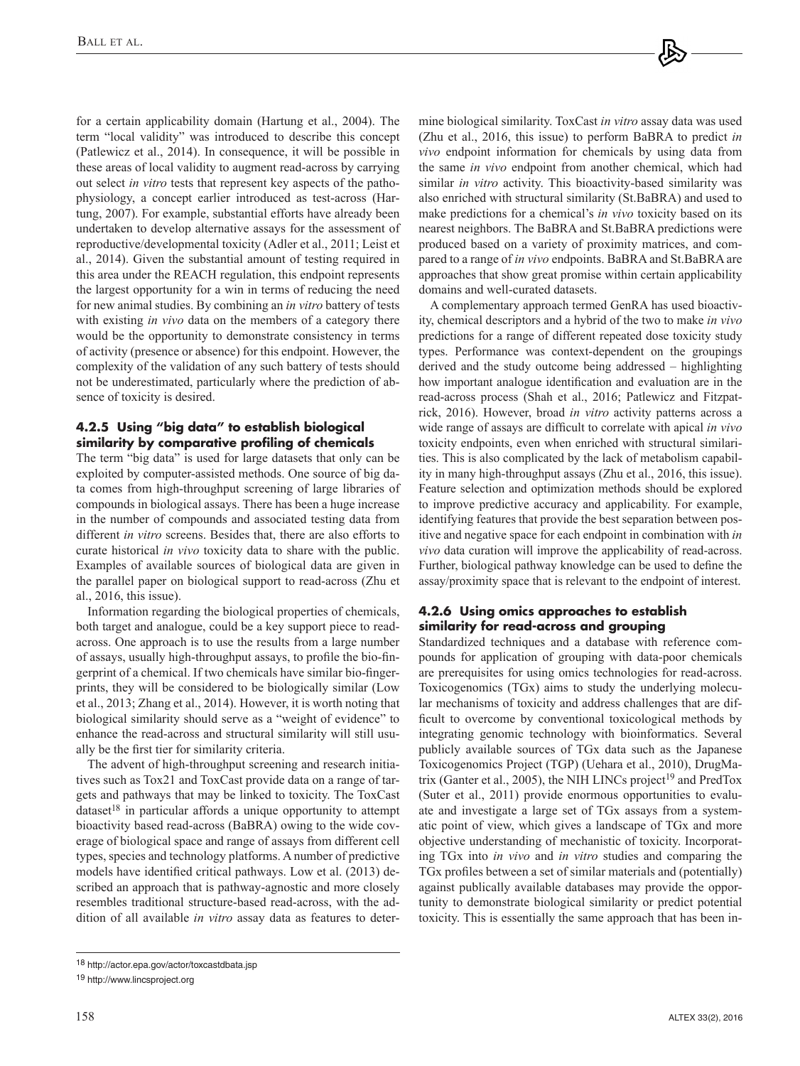for a certain applicability domain (Hartung et al., 2004). The term "local validity" was introduced to describe this concept (Patlewicz et al., 2014). In consequence, it will be possible in these areas of local validity to augment read-across by carrying out select *in vitro* tests that represent key aspects of the pathophysiology, a concept earlier introduced as test-across (Hartung, 2007). For example, substantial efforts have already been undertaken to develop alternative assays for the assessment of reproductive/developmental toxicity (Adler et al., 2011; Leist et al., 2014). Given the substantial amount of testing required in this area under the REACH regulation, this endpoint represents the largest opportunity for a win in terms of reducing the need for new animal studies. By combining an *in vitro* battery of tests with existing *in vivo* data on the members of a category there would be the opportunity to demonstrate consistency in terms of activity (presence or absence) for this endpoint. However, the complexity of the validation of any such battery of tests should not be underestimated, particularly where the prediction of absence of toxicity is desired.

#### 4.2.5 Using "big data" to establish biological similarity by comparative profiling of chemicals

The term "big data" is used for large datasets that only can be exploited by computer-assisted methods. One source of big data comes from high-throughput screening of large libraries of compounds in biological assays. There has been a huge increase in the number of compounds and associated testing data from different *in vitro* screens. Besides that, there are also efforts to curate historical *in vivo* toxicity data to share with the public. Examples of available sources of biological data are given in the parallel paper on biological support to read-across (Zhu et al., 2016, this issue).

Information regarding the biological properties of chemicals, both target and analogue, could be a key support piece to read-across. One approach is to use the results from a large number of assays, usually high-throughput assays, to profile the bio-fingerprint of a chemical. If two chemicals have similar bio-fingerprints, they will be considered to be biologically similar (Low et al., 2013; Zhang et al., 2014). However, it is worth noting that biological similarity should serve as a "weight of evidence" to enhance the read-across and structural similarity will still usually be the first tier for similarity criteria.

The advent of high-throughput screening and research initiatives such as Tox21 and ToxCast provide data on a range of targets and pathways that may be linked to toxicity. The ToxCast dataset[18] in particular affords a unique opportunity to attempt bioactivity based read-across (BaBRA) owing to the wide coverage of biological space and range of assays from different cell types, species and technology platforms. A number of predictive models have identified critical pathways. Low et al. (2013) described an approach that is pathway-agnostic and more closely resembles traditional structure-based read-across, with the addition of all available *in vitro* assay data as features to determine biological similarity. ToxCast *in vitro* assay data was used (Zhu et al., 2016, this issue) to perform BaBRA to predict *in vivo* endpoint information for chemicals by using data from the same *in vivo* endpoint from another chemical, which had similar *in vitro* activity. This bioactivity-based similarity was also enriched with structural similarity (St.BaBRA) and used to make predictions for a chemical's *in vivo* toxicity based on its nearest neighbors. The BaBRA and St.BaBRA predictions were produced based on a variety of proximity matrices, and compared to a range of *in vivo* endpoints. BaBRA and St.BaBRA are approaches that show great promise within certain applicability domains and well-curated datasets.

A complementary approach termed GenRA has used bioactivity, chemical descriptors and a hybrid of the two to make *in vivo* predictions for a range of different repeated dose toxicity study types. Performance was context-dependent on the groupings derived and the study outcome being addressed – highlighting how important analogue identification and evaluation are in the read-across process (Shah et al., 2016; Patlewicz and Fitzpatrick, 2016). However, broad *in vitro* activity patterns across a wide range of assays are difficult to correlate with apical *in vivo* toxicity endpoints, even when enriched with structural similarities. This is also complicated by the lack of metabolism capability in many high-throughput assays (Zhu et al., 2016, this issue). Feature selection and optimization methods should be explored to improve predictive accuracy and applicability. For example, identifying features that provide the best separation between positive and negative space for each endpoint in combination with *in vivo* data curation will improve the applicability of read-across. Further, biological pathway knowledge can be used to define the assay/proximity space that is relevant to the endpoint of interest.

#### 4.2.6 Using omics approaches to establish similarity for read-across and grouping

Standardized techniques and a database with reference compounds for application of grouping with data-poor chemicals are prerequisites for using omics technologies for read-across. Toxicogenomics (TGx) aims to study the underlying molecular mechanisms of toxicity and address challenges that are difficult to overcome by conventional toxicological methods by integrating genomic technology with bioinformatics. Several publicly available sources of TGx data such as the Japanese Toxicogenomics Project (TGP) (Uehara et al., 2010), DrugMatrix (Ganter et al., 2005), the NIH LINCs project[19] and PredTox (Suter et al., 2011) provide enormous opportunities to evaluate and investigate a large set of TGx assays from a systematic point of view, which gives a landscape of TGx and more objective understanding of mechanistic of toxicity. Incorporating TGx into *in vivo* and *in vitro* studies and comparing the TGx profiles between a set of similar materials and (potentially) against publically available databases may provide the opportunity to demonstrate biological similarity or predict potential toxicity. This is essentially the same approach that has been in-

[18] http://actor.epa.gov/actor/toxcastdbata.jsp

[19] http://www.lincsproject.org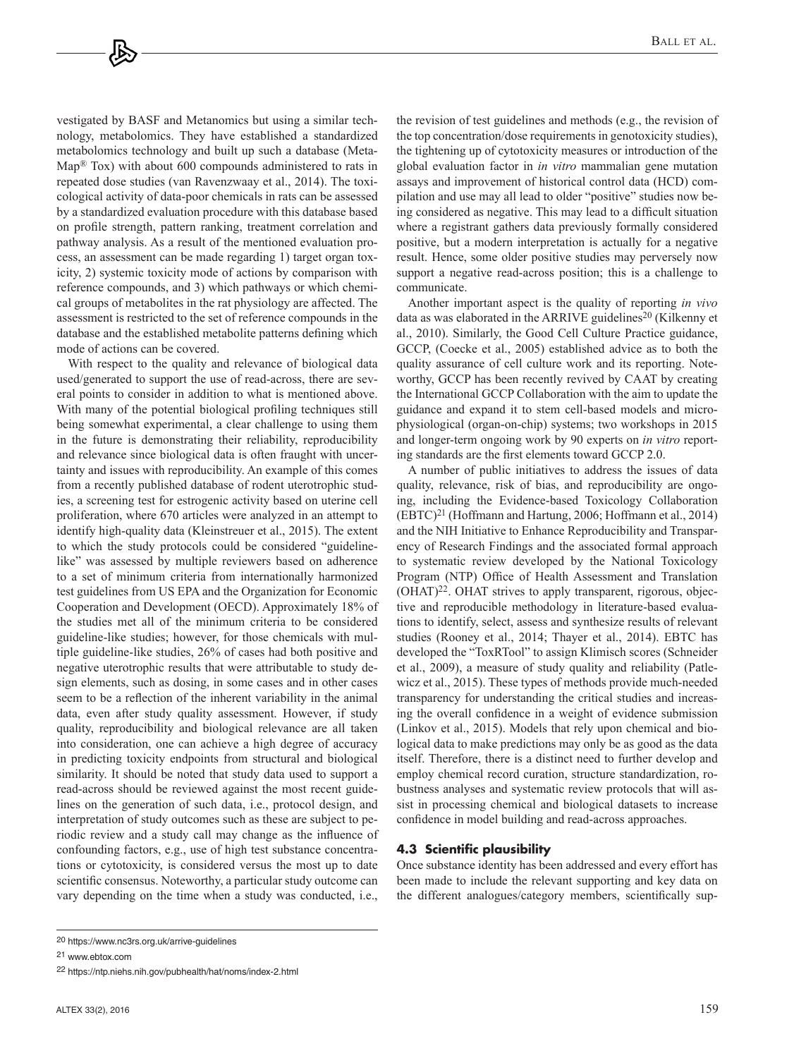vestigated by BASF and Metanomics but using a similar technology, metabolomics. They have established a standardized metabolomics technology and built up such a database (MetaMap® Tox) with about 600 compounds administered to rats in repeated dose studies (van Ravenzwaay et al., 2014). The toxicological activity of data-poor chemicals in rats can be assessed by a standardized evaluation procedure with this database based on profile strength, pattern ranking, treatment correlation and pathway analysis. As a result of the mentioned evaluation process, an assessment can be made regarding 1) target organ toxicity, 2) systemic toxicity mode of actions by comparison with reference compounds, and 3) which pathways or which chemical groups of metabolites in the rat physiology are affected. The assessment is restricted to the set of reference compounds in the database and the established metabolite patterns defining which mode of actions can be covered.

With respect to the quality and relevance of biological data used/generated to support the use of read-across, there are several points to consider in addition to what is mentioned above. With many of the potential biological profiling techniques still being somewhat experimental, a clear challenge to using them in the future is demonstrating their reliability, reproducibility and relevance since biological data is often fraught with uncertainty and issues with reproducibility. An example of this comes from a recently published database of rodent uterotrophic studies, a screening test for estrogenic activity based on uterine cell proliferation, where 670 articles were analyzed in an attempt to identify high-quality data (Kleinstreuer et al., 2015). The extent to which the study protocols could be considered "guideline-like" was assessed by multiple reviewers based on adherence to a set of minimum criteria from internationally harmonized test guidelines from US EPA and the Organization for Economic Cooperation and Development (OECD). Approximately 18% of the studies met all of the minimum criteria to be considered guideline-like studies; however, for those chemicals with multiple guideline-like studies, 26% of cases had both positive and negative uterotrophic results that were attributable to study design elements, such as dosing, in some cases and in other cases seem to be a reflection of the inherent variability in the animal data, even after study quality assessment. However, if study quality, reproducibility and biological relevance are all taken into consideration, one can achieve a high degree of accuracy in predicting toxicity endpoints from structural and biological similarity. It should be noted that study data used to support a read-across should be reviewed against the most recent guidelines on the generation of such data, i.e., protocol design, and interpretation of study outcomes such as these are subject to periodic review and a study call may change as the influence of confounding factors, e.g., use of high test substance concentrations or cytotoxicity, is considered versus the most up to date scientific consensus. Noteworthy, a particular study outcome can vary depending on the time when a study was conducted, i.e., the revision of test guidelines and methods (e.g., the revision of the top concentration/dose requirements in genotoxicity studies), the tightening up of cytotoxicity measures or introduction of the global evaluation factor in *in vitro* mammalian gene mutation assays and improvement of historical control data (HCD) compilation and use may all lead to older "positive" studies now being considered as negative. This may lead to a difficult situation where a registrant gathers data previously formally considered positive, but a modern interpretation is actually for a negative result. Hence, some older positive studies may perversely now support a negative read-across position; this is a challenge to communicate.

Another important aspect is the quality of reporting *in vivo* data as was elaborated in the ARRIVE guidelines[20] (Kilkenny et al., 2010). Similarly, the Good Cell Culture Practice guidance, GCCP, (Coecke et al., 2005) established advice as to both the quality assurance of cell culture work and its reporting. Noteworthy, GCCP has been recently revived by CAAT by creating the International GCCP Collaboration with the aim to update the guidance and expand it to stem cell-based models and microphysiological (organ-on-chip) systems; two workshops in 2015 and longer-term ongoing work by 90 experts on *in vitro* reporting standards are the first elements toward GCCP 2.0.

A number of public initiatives to address the issues of data quality, relevance, risk of bias, and reproducibility are ongoing, including the Evidence-based Toxicology Collaboration (EBTC)[21] (Hoffmann and Hartung, 2006; Hoffmann et al., 2014) and the NIH Initiative to Enhance Reproducibility and Transparency of Research Findings and the associated formal approach to systematic review developed by the National Toxicology Program (NTP) Office of Health Assessment and Translation (OHAT)[22]. OHAT strives to apply transparent, rigorous, objective and reproducible methodology in literature-based evaluations to identify, select, assess and synthesize results of relevant studies (Rooney et al., 2014; Thayer et al., 2014). EBTC has developed the "ToxRTool" to assign Klimisch scores (Schneider et al., 2009), a measure of study quality and reliability (Patlewicz et al., 2015). These types of methods provide much-needed transparency for understanding the critical studies and increasing the overall confidence in a weight of evidence submission (Linkov et al., 2015). Models that rely upon chemical and biological data to make predictions may only be as good as the data itself. Therefore, there is a distinct need to further develop and employ chemical record curation, structure standardization, robustness analyses and systematic review protocols that will assist in processing chemical and biological datasets to increase confidence in model building and read-across approaches.

### 4.3 Scientific plausibility

Once substance identity has been addressed and every effort has been made to include the relevant supporting and key data on the different analogues/category members, scientifically sup-

[20] https://www.nc3rs.org.uk/arrive-guidelines

[21] www.ebtox.com

[22] https://ntp.niehs.nih.gov/pubhealth/hat/noms/index-2.html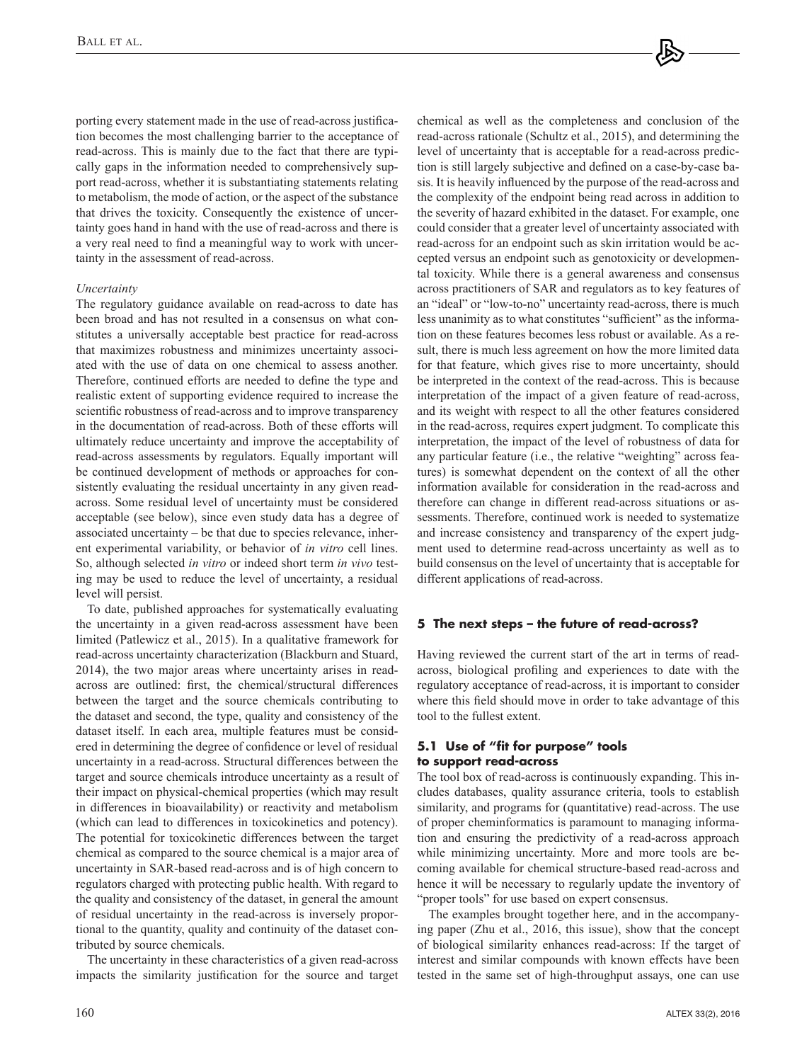porting every statement made in the use of read-across justification becomes the most challenging barrier to the acceptance of read-across. This is mainly due to the fact that there are typically gaps in the information needed to comprehensively support read-across, whether it is substantiating statements relating to metabolism, the mode of action, or the aspect of the substance that drives the toxicity. Consequently the existence of uncertainty goes hand in hand with the use of read-across and there is a very real need to find a meaningful way to work with uncertainty in the assessment of read-across.

*Uncertainty*

The regulatory guidance available on read-across to date has been broad and has not resulted in a consensus on what constitutes a universally acceptable best practice for read-across that maximizes robustness and minimizes uncertainty associated with the use of data on one chemical to assess another. Therefore, continued efforts are needed to define the type and realistic extent of supporting evidence required to increase the scientific robustness of read-across and to improve transparency in the documentation of read-across. Both of these efforts will ultimately reduce uncertainty and improve the acceptability of read-across assessments by regulators. Equally important will be continued development of methods or approaches for consistently evaluating the residual uncertainty in any given read-across. Some residual level of uncertainty must be considered acceptable (see below), since even study data has a degree of associated uncertainty – be that due to species relevance, inherent experimental variability, or behavior of *in vitro* cell lines. So, although selected *in vitro* or indeed short term *in vivo* testing may be used to reduce the level of uncertainty, a residual level will persist.

To date, published approaches for systematically evaluating the uncertainty in a given read-across assessment have been limited (Patlewicz et al., 2015). In a qualitative framework for read-across uncertainty characterization (Blackburn and Stuard, 2014), the two major areas where uncertainty arises in read-across are outlined: first, the chemical/structural differences between the target and the source chemicals contributing to the dataset and second, the type, quality and consistency of the dataset itself. In each area, multiple features must be considered in determining the degree of confidence or level of residual uncertainty in a read-across. Structural differences between the target and source chemicals introduce uncertainty as a result of their impact on physical-chemical properties (which may result in differences in bioavailability) or reactivity and metabolism (which can lead to differences in toxicokinetics and potency). The potential for toxicokinetic differences between the target chemical as compared to the source chemical is a major area of uncertainty in SAR-based read-across and is of high concern to regulators charged with protecting public health. With regard to the quality and consistency of the dataset, in general the amount of residual uncertainty in the read-across is inversely proportional to the quantity, quality and continuity of the dataset contributed by source chemicals.

The uncertainty in these characteristics of a given read-across impacts the similarity justification for the source and target chemical as well as the completeness and conclusion of the read-across rationale (Schultz et al., 2015), and determining the level of uncertainty that is acceptable for a read-across prediction is still largely subjective and defined on a case-by-case basis. It is heavily influenced by the purpose of the read-across and the complexity of the endpoint being read across in addition to the severity of hazard exhibited in the dataset. For example, one could consider that a greater level of uncertainty associated with read-across for an endpoint such as skin irritation would be accepted versus an endpoint such as genotoxicity or developmental toxicity. While there is a general awareness and consensus across practitioners of SAR and regulators as to key features of an "ideal" or "low-to-no" uncertainty read-across, there is much less unanimity as to what constitutes "sufficient" as the information on these features becomes less robust or available. As a result, there is much less agreement on how the more limited data for that feature, which gives rise to more uncertainty, should be interpreted in the context of the read-across. This is because interpretation of the impact of a given feature of read-across, and its weight with respect to all the other features considered in the read-across, requires expert judgment. To complicate this interpretation, the impact of the level of robustness of data for any particular feature (i.e., the relative "weighting" across features) is somewhat dependent on the context of all the other information available for consideration in the read-across and therefore can change in different read-across situations or assessments. Therefore, continued work is needed to systematize and increase consistency and transparency of the expert judgment used to determine read-across uncertainty as well as to build consensus on the level of uncertainty that is acceptable for different applications of read-across.

## 5 The next steps – the future of read-across?

Having reviewed the current start of the art in terms of read-across, biological profiling and experiences to date with the regulatory acceptance of read-across, it is important to consider where this field should move in order to take advantage of this tool to the fullest extent.

### 5.1 Use of "fit for purpose" tools to support read-across

The tool box of read-across is continuously expanding. This includes databases, quality assurance criteria, tools to establish similarity, and programs for (quantitative) read-across. The use of proper cheminformatics is paramount to managing information and ensuring the predictivity of a read-across approach while minimizing uncertainty. More and more tools are becoming available for chemical structure-based read-across and hence it will be necessary to regularly update the inventory of "proper tools" for use based on expert consensus.

The examples brought together here, and in the accompanying paper (Zhu et al., 2016, this issue), show that the concept of biological similarity enhances read-across: If the target of interest and similar compounds with known effects have been tested in the same set of high-throughput assays, one can use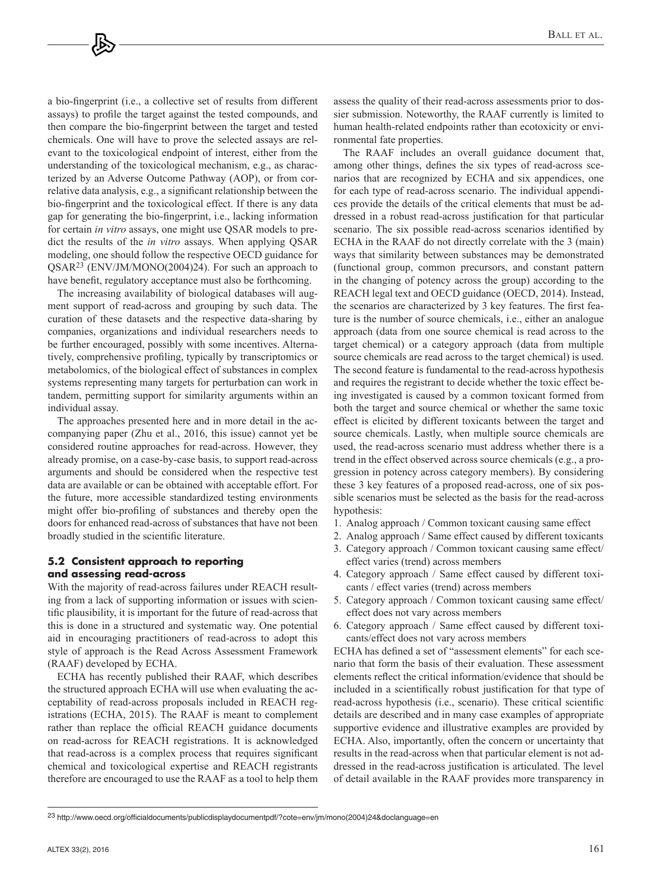a bio-fingerprint (i.e., a collective set of results from different assays) to profile the target against the tested compounds, and then compare the bio-fingerprint between the target and tested chemicals. One will have to prove the selected assays are relevant to the toxicological endpoint of interest, either from the understanding of the toxicological mechanism, e.g., as characterized by an Adverse Outcome Pathway (AOP), or from correlative data analysis, e.g., a significant relationship between the bio-fingerprint and the toxicological effect. If there is any data gap for generating the bio-fingerprint, i.e., lacking information for certain *in vitro* assays, one might use QSAR models to predict the results of the *in vitro* assays. When applying QSAR modeling, one should follow the respective OECD guidance for QSAR[23] (ENV/JM/MONO(2004)24). For such an approach to have benefit, regulatory acceptance must also be forthcoming.

The increasing availability of biological databases will augment support of read-across and grouping by such data. The curation of these datasets and the respective data-sharing by companies, organizations and individual researchers needs to be further encouraged, possibly with some incentives. Alternatively, comprehensive profiling, typically by transcriptomics or metabolomics, of the biological effect of substances in complex systems representing many targets for perturbation can work in tandem, permitting support for similarity arguments within an individual assay.

The approaches presented here and in more detail in the accompanying paper (Zhu et al., 2016, this issue) cannot yet be considered routine approaches for read-across. However, they already promise, on a case-by-case basis, to support read-across arguments and should be considered when the respective test data are available or can be obtained with acceptable effort. For the future, more accessible standardized testing environments might offer bio-profiling of substances and thereby open the doors for enhanced read-across of substances that have not been broadly studied in the scientific literature.

### 5.2 Consistent approach to reporting and assessing read-across

With the majority of read-across failures under REACH resulting from a lack of supporting information or issues with scientific plausibility, it is important for the future of read-across that this is done in a structured and systematic way. One potential aid in encouraging practitioners of read-across to adopt this style of approach is the Read Across Assessment Framework (RAAF) developed by ECHA.

ECHA has recently published their RAAF, which describes the structured approach ECHA will use when evaluating the acceptability of read-across proposals included in REACH registrations (ECHA, 2015). The RAAF is meant to complement rather than replace the official REACH guidance documents on read-across for REACH registrations. It is acknowledged that read-across is a complex process that requires significant chemical and toxicological expertise and REACH registrants therefore are encouraged to use the RAAF as a tool to help them assess the quality of their read-across assessments prior to dossier submission. Noteworthy, the RAAF currently is limited to human health-related endpoints rather than ecotoxicity or environmental fate properties.

The RAAF includes an overall guidance document that, among other things, defines the six types of read-across scenarios that are recognized by ECHA and six appendices, one for each type of read-across scenario. The individual appendices provide the details of the critical elements that must be addressed in a robust read-across justification for that particular scenario. The six possible read-across scenarios identified by ECHA in the RAAF do not directly correlate with the 3 (main) ways that similarity between substances may be demonstrated (functional group, common precursors, and constant pattern in the changing of potency across the group) according to the REACH legal text and OECD guidance (OECD, 2014). Instead, the scenarios are characterized by 3 key features. The first feature is the number of source chemicals, i.e., either an analogue approach (data from one source chemical is read across to the target chemical) or a category approach (data from multiple source chemicals are read across to the target chemical) is used. The second feature is fundamental to the read-across hypothesis and requires the registrant to decide whether the toxic effect being investigated is caused by a common toxicant formed from both the target and source chemical or whether the same toxic effect is elicited by different toxicants between the target and source chemicals. Lastly, when multiple source chemicals are used, the read-across scenario must address whether there is a trend in the effect observed across source chemicals (e.g., a progression in potency across category members). By considering these 3 key features of a proposed read-across, one of six possible scenarios must be selected as the basis for the read-across hypothesis:

1. Analog approach / Common toxicant causing same effect
2. Analog approach / Same effect caused by different toxicants
3. Category approach / Common toxicant causing same effect/ effect varies (trend) across members
4. Category approach / Same effect caused by different toxicants / effect varies (trend) across members
5. Category approach / Common toxicant causing same effect/ effect does not vary across members
6. Category approach / Same effect caused by different toxicants/effect does not vary across members

ECHA has defined a set of "assessment elements" for each scenario that form the basis of their evaluation. These assessment elements reflect the critical information/evidence that should be included in a scientifically robust justification for that type of read-across hypothesis (i.e., scenario). These critical scientific details are described and in many case examples of appropriate supportive evidence and illustrative examples are provided by ECHA. Also, importantly, often the concern or uncertainty that results in the read-across when that particular element is not addressed in the read-across justification is articulated. The level of detail available in the RAAF provides more transparency in

[23] http://www.oecd.org/officialdocuments/publicdisplaydocumentpdf/?cote=env/jm/mono(2004)24&doclanguage=en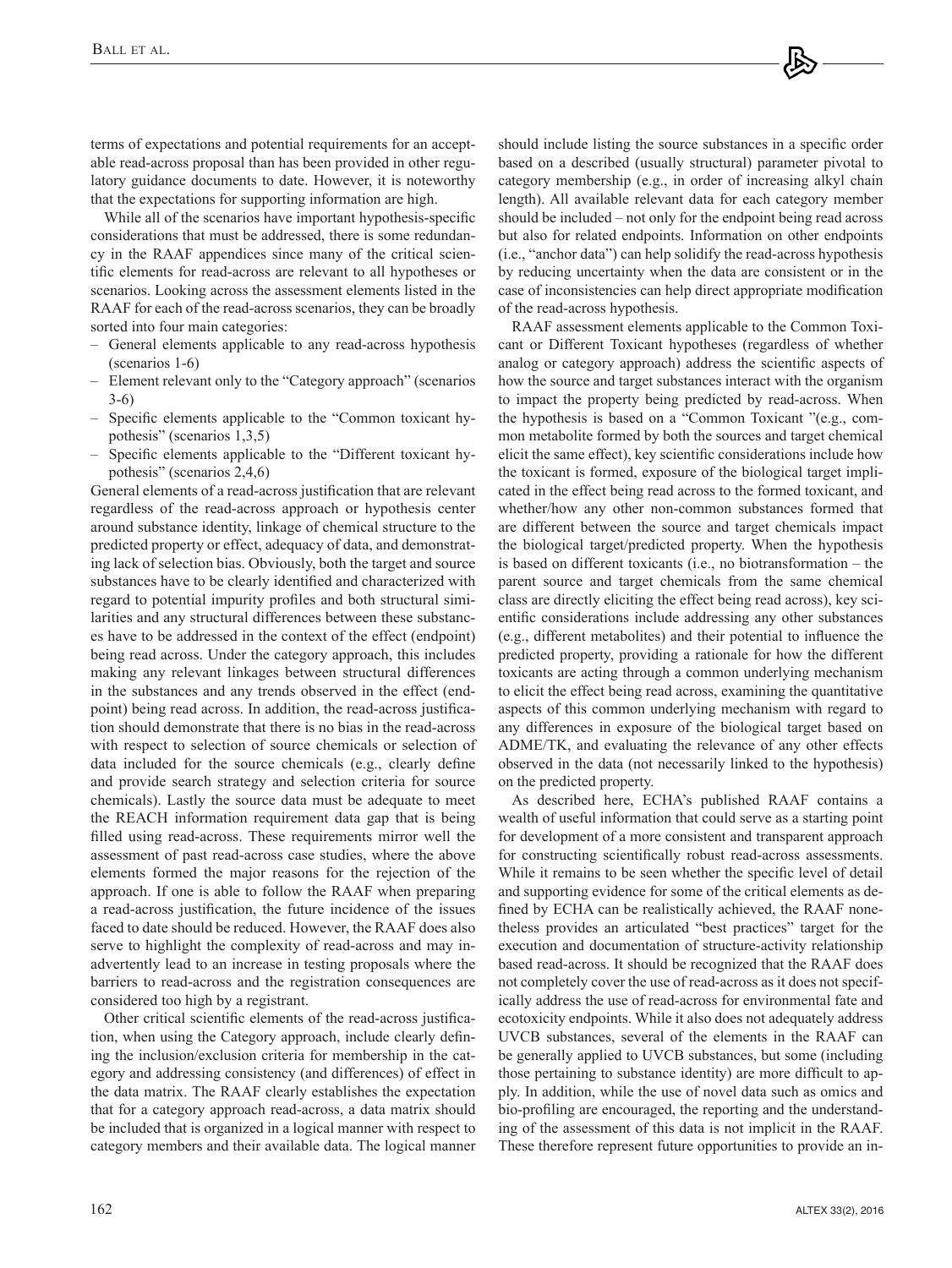terms of expectations and potential requirements for an acceptable read-across proposal than has been provided in other regulatory guidance documents to date. However, it is noteworthy that the expectations for supporting information are high.

While all of the scenarios have important hypothesis-specific considerations that must be addressed, there is some redundancy in the RAAF appendices since many of the critical scientific elements for read-across are relevant to all hypotheses or scenarios. Looking across the assessment elements listed in the RAAF for each of the read-across scenarios, they can be broadly sorted into four main categories:

- General elements applicable to any read-across hypothesis (scenarios 1-6)
- Element relevant only to the "Category approach" (scenarios 3-6)
- Specific elements applicable to the "Common toxicant hypothesis" (scenarios 1,3,5)
- Specific elements applicable to the "Different toxicant hypothesis" (scenarios 2,4,6)

General elements of a read-across justification that are relevant regardless of the read-across approach or hypothesis center around substance identity, linkage of chemical structure to the predicted property or effect, adequacy of data, and demonstrating lack of selection bias. Obviously, both the target and source substances have to be clearly identified and characterized with regard to potential impurity profiles and both structural similarities and any structural differences between these substances have to be addressed in the context of the effect (endpoint) being read across. Under the category approach, this includes making any relevant linkages between structural differences in the substances and any trends observed in the effect (endpoint) being read across. In addition, the read-across justification should demonstrate that there is no bias in the read-across with respect to selection of source chemicals or selection of data included for the source chemicals (e.g., clearly define and provide search strategy and selection criteria for source chemicals). Lastly the source data must be adequate to meet the REACH information requirement data gap that is being filled using read-across. These requirements mirror well the assessment of past read-across case studies, where the above elements formed the major reasons for the rejection of the approach. If one is able to follow the RAAF when preparing a read-across justification, the future incidence of the issues faced to date should be reduced. However, the RAAF does also serve to highlight the complexity of read-across and may inadvertently lead to an increase in testing proposals where the barriers to read-across and the registration consequences are considered too high by a registrant.

Other critical scientific elements of the read-across justification, when using the Category approach, include clearly defining the inclusion/exclusion criteria for membership in the category and addressing consistency (and differences) of effect in the data matrix. The RAAF clearly establishes the expectation that for a category approach read-across, a data matrix should be included that is organized in a logical manner with respect to category members and their available data. The logical manner should include listing the source substances in a specific order based on a described (usually structural) parameter pivotal to category membership (e.g., in order of increasing alkyl chain length). All available relevant data for each category member should be included – not only for the endpoint being read across but also for related endpoints. Information on other endpoints (i.e., "anchor data") can help solidify the read-across hypothesis by reducing uncertainty when the data are consistent or in the case of inconsistencies can help direct appropriate modification of the read-across hypothesis.

RAAF assessment elements applicable to the Common Toxicant or Different Toxicant hypotheses (regardless of whether analog or category approach) address the scientific aspects of how the source and target substances interact with the organism to impact the property being predicted by read-across. When the hypothesis is based on a "Common Toxicant "(e.g., common metabolite formed by both the sources and target chemical elicit the same effect), key scientific considerations include how the toxicant is formed, exposure of the biological target implicated in the effect being read across to the formed toxicant, and whether/how any other non-common substances formed that are different between the source and target chemicals impact the biological target/predicted property. When the hypothesis is based on different toxicants (i.e., no biotransformation – the parent source and target chemicals from the same chemical class are directly eliciting the effect being read across), key scientific considerations include addressing any other substances (e.g., different metabolites) and their potential to influence the predicted property, providing a rationale for how the different toxicants are acting through a common underlying mechanism to elicit the effect being read across, examining the quantitative aspects of this common underlying mechanism with regard to any differences in exposure of the biological target based on ADME/TK, and evaluating the relevance of any other effects observed in the data (not necessarily linked to the hypothesis) on the predicted property.

As described here, ECHA's published RAAF contains a wealth of useful information that could serve as a starting point for development of a more consistent and transparent approach for constructing scientifically robust read-across assessments. While it remains to be seen whether the specific level of detail and supporting evidence for some of the critical elements as defined by ECHA can be realistically achieved, the RAAF nonetheless provides an articulated "best practices" target for the execution and documentation of structure-activity relationship based read-across. It should be recognized that the RAAF does not completely cover the use of read-across as it does not specifically address the use of read-across for environmental fate and ecotoxicity endpoints. While it also does not adequately address UVCB substances, several of the elements in the RAAF can be generally applied to UVCB substances, but some (including those pertaining to substance identity) are more difficult to apply. In addition, while the use of novel data such as omics and bio-profiling are encouraged, the reporting and the understanding of the assessment of this data is not implicit in the RAAF. These therefore represent future opportunities to provide an in-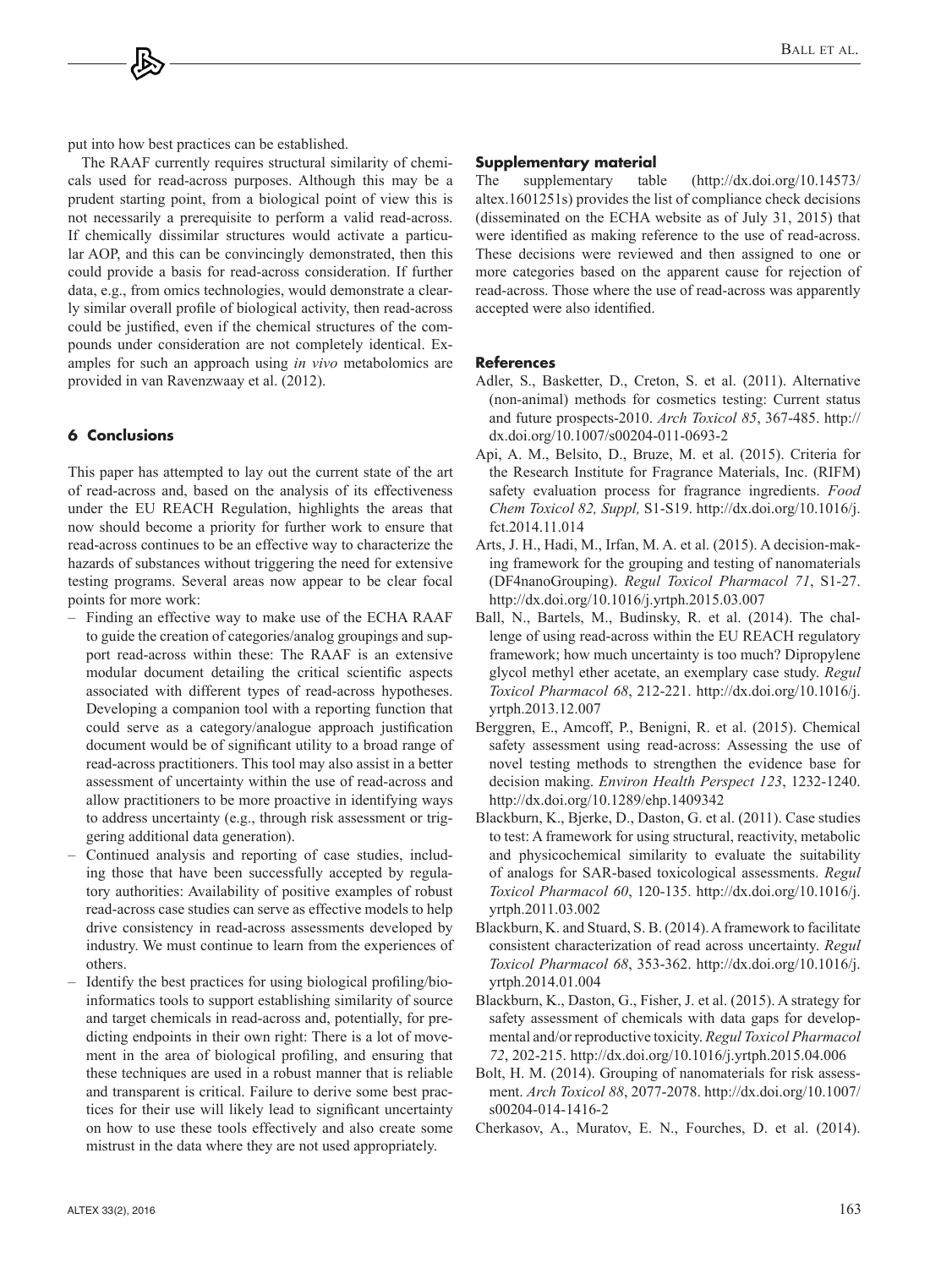put into how best practices can be established.

The RAAF currently requires structural similarity of chemicals used for read-across purposes. Although this may be a prudent starting point, from a biological point of view this is not necessarily a prerequisite to perform a valid read-across. If chemically dissimilar structures would activate a particular AOP, and this can be convincingly demonstrated, then this could provide a basis for read-across consideration. If further data, e.g., from omics technologies, would demonstrate a clearly similar overall profile of biological activity, then read-across could be justified, even if the chemical structures of the compounds under consideration are not completely identical. Examples for such an approach using *in vivo* metabolomics are provided in van Ravenzwaay et al. (2012).

## 6 Conclusions

This paper has attempted to lay out the current state of the art of read-across and, based on the analysis of its effectiveness under the EU REACH Regulation, highlights the areas that now should become a priority for further work to ensure that read-across continues to be an effective way to characterize the hazards of substances without triggering the need for extensive testing programs. Several areas now appear to be clear focal points for more work:

- Finding an effective way to make use of the ECHA RAAF to guide the creation of categories/analog groupings and support read-across within these: The RAAF is an extensive modular document detailing the critical scientific aspects associated with different types of read-across hypotheses. Developing a companion tool with a reporting function that could serve as a category/analogue approach justification document would be of significant utility to a broad range of read-across practitioners. This tool may also assist in a better assessment of uncertainty within the use of read-across and allow practitioners to be more proactive in identifying ways to address uncertainty (e.g., through risk assessment or triggering additional data generation).
- Continued analysis and reporting of case studies, including those that have been successfully accepted by regulatory authorities: Availability of positive examples of robust read-across case studies can serve as effective models to help drive consistency in read-across assessments developed by industry. We must continue to learn from the experiences of others.
- Identify the best practices for using biological profiling/bioinformatics tools to support establishing similarity of source and target chemicals in read-across and, potentially, for predicting endpoints in their own right: There is a lot of movement in the area of biological profiling, and ensuring that these techniques are used in a robust manner that is reliable and transparent is critical. Failure to derive some best practices for their use will likely lead to significant uncertainty on how to use these tools effectively and also create some mistrust in the data where they are not used appropriately.

### Supplementary material

The supplementary table (http://dx.doi.org/10.14573/altex.1601251s) provides the list of compliance check decisions (disseminated on the ECHA website as of July 31, 2015) that were identified as making reference to the use of read-across. These decisions were reviewed and then assigned to one or more categories based on the apparent cause for rejection of read-across. Those where the use of read-across was apparently accepted were also identified.

### References

Adler, S., Basketter, D., Creton, S. et al. (2011). Alternative (non-animal) methods for cosmetics testing: Current status and future prospects-2010. *Arch Toxicol 85*, 367-485. http://dx.doi.org/10.1007/s00204-011-0693-2

Api, A. M., Belsito, D., Bruze, M. et al. (2015). Criteria for the Research Institute for Fragrance Materials, Inc. (RIFM) safety evaluation process for fragrance ingredients. *Food Chem Toxicol 82, Suppl,* S1-S19. http://dx.doi.org/10.1016/j.fct.2014.11.014

Arts, J. H., Hadi, M., Irfan, M. A. et al. (2015). A decision-making framework for the grouping and testing of nanomaterials (DF4nanoGrouping). *Regul Toxicol Pharmacol 71*, S1-27. http://dx.doi.org/10.1016/j.yrtph.2015.03.007

Ball, N., Bartels, M., Budinsky, R. et al. (2014). The challenge of using read-across within the EU REACH regulatory framework; how much uncertainty is too much? Dipropylene glycol methyl ether acetate, an exemplary case study. *Regul Toxicol Pharmacol 68*, 212-221. http://dx.doi.org/10.1016/j.yrtph.2013.12.007

Berggren, E., Amcoff, P., Benigni, R. et al. (2015). Chemical safety assessment using read-across: Assessing the use of novel testing methods to strengthen the evidence base for decision making. *Environ Health Perspect 123*, 1232-1240. http://dx.doi.org/10.1289/ehp.1409342

Blackburn, K., Bjerke, D., Daston, G. et al. (2011). Case studies to test: A framework for using structural, reactivity, metabolic and physicochemical similarity to evaluate the suitability of analogs for SAR-based toxicological assessments. *Regul Toxicol Pharmacol 60*, 120-135. http://dx.doi.org/10.1016/j.yrtph.2011.03.002

Blackburn, K. and Stuard, S. B. (2014). A framework to facilitate consistent characterization of read across uncertainty. *Regul Toxicol Pharmacol 68*, 353-362. http://dx.doi.org/10.1016/j.yrtph.2014.01.004

Blackburn, K., Daston, G., Fisher, J. et al. (2015). A strategy for safety assessment of chemicals with data gaps for developmental and/or reproductive toxicity. *Regul Toxicol Pharmacol 72*, 202-215. http://dx.doi.org/10.1016/j.yrtph.2015.04.006

Bolt, H. M. (2014). Grouping of nanomaterials for risk assessment. *Arch Toxicol 88*, 2077-2078. http://dx.doi.org/10.1007/s00204-014-1416-2

Cherkasov, A., Muratov, E. N., Fourches, D. et al. (2014).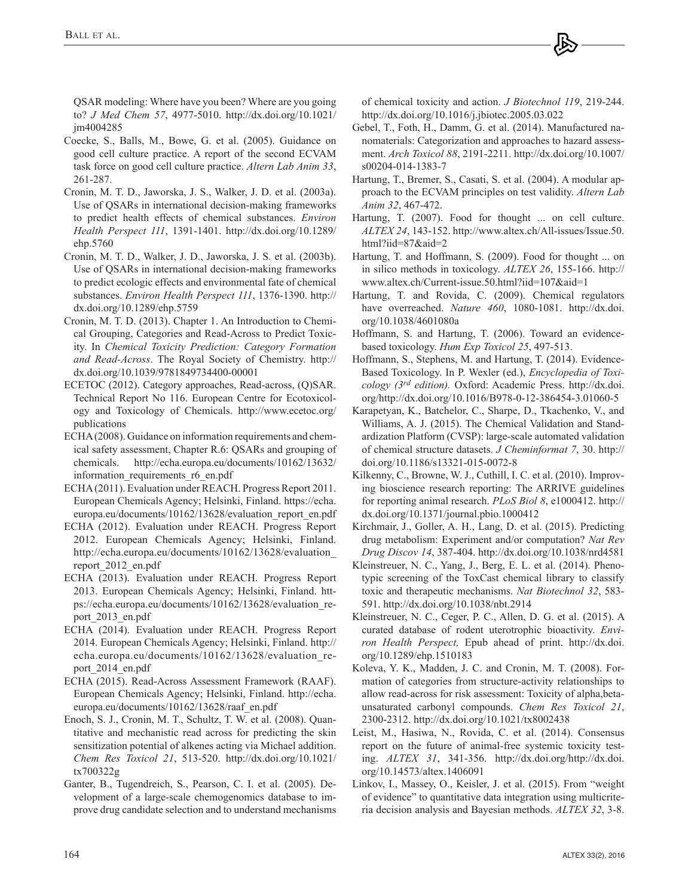QSAR modeling: Where have you been? Where are you going to? *J Med Chem 57*, 4977-5010. http://dx.doi.org/10.1021/jm4004285

Coecke, S., Balls, M., Bowe, G. et al. (2005). Guidance on good cell culture practice. A report of the second ECVAM task force on good cell culture practice. *Altern Lab Anim 33*, 261-287.

Cronin, M. T. D., Jaworska, J. S., Walker, J. D. et al. (2003a). Use of QSARs in international decision-making frameworks to predict health effects of chemical substances. *Environ Health Perspect 111*, 1391-1401. http://dx.doi.org/10.1289/ehp.5760

Cronin, M. T. D., Walker, J. D., Jaworska, J. S. et al. (2003b). Use of QSARs in international decision-making frameworks to predict ecologic effects and environmental fate of chemical substances. *Environ Health Perspect 111*, 1376-1390. http://dx.doi.org/10.1289/ehp.5759

Cronin, M. T. D. (2013). Chapter 1. An Introduction to Chemical Grouping, Categories and Read-Across to Predict Toxicity. In *Chemical Toxicity Prediction: Category Formation and Read-Across*. The Royal Society of Chemistry. http://dx.doi.org/10.1039/9781849734400-00001

ECETOC (2012). Category approaches, Read-across, (Q)SAR. Technical Report No 116. European Centre for Ecotoxicology and Toxicology of Chemicals. http://www.ecetoc.org/publications

ECHA (2008). Guidance on information requirements and chemical safety assessment, Chapter R.6: QSARs and grouping of chemicals. http://echa.europa.eu/documents/10162/13632/information_requirements_r6_en.pdf

ECHA (2011). Evaluation under REACH. Progress Report 2011. European Chemicals Agency; Helsinki, Finland. https://echa.europa.eu/documents/10162/13628/evaluation_report_en.pdf

ECHA (2012). Evaluation under REACH. Progress Report 2012. European Chemicals Agency; Helsinki, Finland. http://echa.europa.eu/documents/10162/13628/evaluation_report_2012_en.pdf

ECHA (2013). Evaluation under REACH. Progress Report 2013. European Chemicals Agency; Helsinki, Finland. https://echa.europa.eu/documents/10162/13628/evaluation_report_2013_en.pdf

ECHA (2014). Evaluation under REACH. Progress Report 2014. European Chemicals Agency; Helsinki, Finland. http://echa.europa.eu/documents/10162/13628/evaluation_report_2014_en.pdf

ECHA (2015). Read-Across Assessment Framework (RAAF). European Chemicals Agency; Helsinki, Finland. http://echa.europa.eu/documents/10162/13628/raaf_en.pdf

Enoch, S. J., Cronin, M. T., Schultz, T. W. et al. (2008). Quantitative and mechanistic read across for predicting the skin sensitization potential of alkenes acting via Michael addition. *Chem Res Toxicol 21*, 513-520. http://dx.doi.org/10.1021/tx700322g

Ganter, B., Tugendreich, S., Pearson, C. I. et al. (2005). Development of a large-scale chemogenomics database to improve drug candidate selection and to understand mechanisms of chemical toxicity and action. *J Biotechnol 119*, 219-244. http://dx.doi.org/10.1016/j.jbiotec.2005.03.022

Gebel, T., Foth, H., Damm, G. et al. (2014). Manufactured nanomaterials: Categorization and approaches to hazard assessment. *Arch Toxicol 88*, 2191-2211. http://dx.doi.org/10.1007/s00204-014-1383-7

Hartung, T., Bremer, S., Casati, S. et al. (2004). A modular approach to the ECVAM principles on test validity. *Altern Lab Anim 32*, 467-472.

Hartung, T. (2007). Food for thought ... on cell culture. *ALTEX 24*, 143-152. http://www.altex.ch/All-issues/Issue.50.html?iid=87&aid=2

Hartung, T. and Hoffmann, S. (2009). Food for thought ... on in silico methods in toxicology. *ALTEX 26*, 155-166. http://www.altex.ch/Current-issue.50.html?iid=107&aid=1

Hartung, T. and Rovida, C. (2009). Chemical regulators have overreached. *Nature 460*, 1080-1081. http://dx.doi.org/10.1038/4601080a

Hoffmann, S. and Hartung, T. (2006). Toward an evidence-based toxicology. *Hum Exp Toxicol 25*, 497-513.

Hoffmann, S., Stephens, M. and Hartung, T. (2014). Evidence-Based Toxicology. In P. Wexler (ed.), *Encyclopedia of Toxicology (3rd edition).* Oxford: Academic Press. http://dx.doi.org/http://dx.doi.org/10.1016/B978-0-12-386454-3.01060-5

Karapetyan, K., Batchelor, C., Sharpe, D., Tkachenko, V., and Williams, A. J. (2015). The Chemical Validation and Standardization Platform (CVSP): large-scale automated validation of chemical structure datasets. *J Cheminformat 7*, 30. http://doi.org/10.1186/s13321-015-0072-8

Kilkenny, C., Browne, W. J., Cuthill, I. C. et al. (2010). Improving bioscience research reporting: The ARRIVE guidelines for reporting animal research. *PLoS Biol 8*, e1000412. http://dx.doi.org/10.1371/journal.pbio.1000412

Kirchmair, J., Goller, A. H., Lang, D. et al. (2015). Predicting drug metabolism: Experiment and/or computation? *Nat Rev Drug Discov 14*, 387-404. http://dx.doi.org/10.1038/nrd4581

Kleinstreuer, N. C., Yang, J., Berg, E. L. et al. (2014). Phenotypic screening of the ToxCast chemical library to classify toxic and therapeutic mechanisms. *Nat Biotechnol 32*, 583-591. http://dx.doi.org/10.1038/nbt.2914

Kleinstreuer, N. C., Ceger, P. C., Allen, D. G. et al. (2015). A curated database of rodent uterotrophic bioactivity. *Environ Health Perspect,* Epub ahead of print. http://dx.doi.org/10.1289/ehp.1510183

Koleva, Y. K., Madden, J. C. and Cronin, M. T. (2008). Formation of categories from structure-activity relationships to allow read-across for risk assessment: Toxicity of alpha,beta-unsaturated carbonyl compounds. *Chem Res Toxicol 21*, 2300-2312. http://dx.doi.org/10.1021/tx8002438

Leist, M., Hasiwa, N., Rovida, C. et al. (2014). Consensus report on the future of animal-free systemic toxicity testing. *ALTEX 31*, 341-356. http://dx.doi.org/http://dx.doi.org/10.14573/altex.1406091

Linkov, I., Massey, O., Keisler, J. et al. (2015). From "weight of evidence" to quantitative data integration using multicriteria decision analysis and Bayesian methods. *ALTEX 32*, 3-8.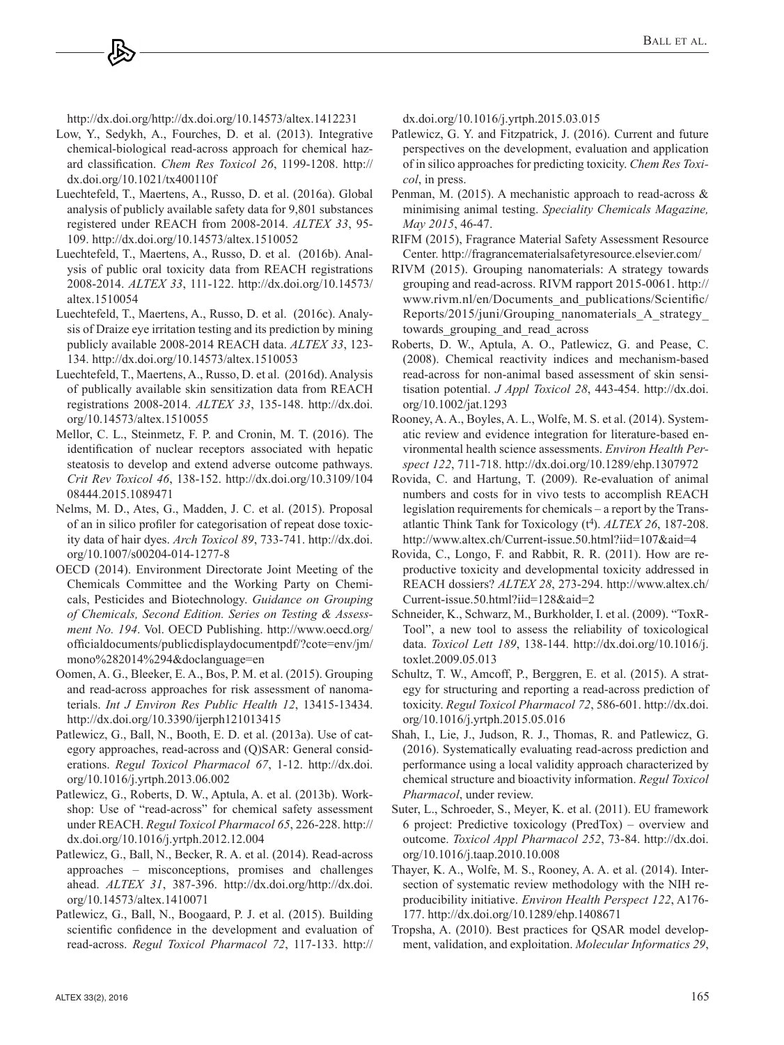http://dx.doi.org/http://dx.doi.org/10.14573/altex.1412231

Low, Y., Sedykh, A., Fourches, D. et al. (2013). Integrative chemical-biological read-across approach for chemical hazard classification. *Chem Res Toxicol 26*, 1199-1208. http://dx.doi.org/10.1021/tx400110f

Luechtefeld, T., Maertens, A., Russo, D. et al. (2016a). Global analysis of publicly available safety data for 9,801 substances registered under REACH from 2008-2014. *ALTEX 33*, 95-109. http://dx.doi.org/10.14573/altex.1510052

Luechtefeld, T., Maertens, A., Russo, D. et al. (2016b). Analysis of public oral toxicity data from REACH registrations 2008-2014. *ALTEX 33*, 111-122. http://dx.doi.org/10.14573/altex.1510054

Luechtefeld, T., Maertens, A., Russo, D. et al. (2016c). Analysis of Draize eye irritation testing and its prediction by mining publicly available 2008-2014 REACH data. *ALTEX 33*, 123-134. http://dx.doi.org/10.14573/altex.1510053

Luechtefeld, T., Maertens, A., Russo, D. et al. (2016d). Analysis of publically available skin sensitization data from REACH registrations 2008-2014. *ALTEX 33*, 135-148. http://dx.doi.org/10.14573/altex.1510055

Mellor, C. L., Steinmetz, F. P. and Cronin, M. T. (2016). The identification of nuclear receptors associated with hepatic steatosis to develop and extend adverse outcome pathways. *Crit Rev Toxicol 46*, 138-152. http://dx.doi.org/10.3109/10408444.2015.1089471

Nelms, M. D., Ates, G., Madden, J. C. et al. (2015). Proposal of an in silico profiler for categorisation of repeat dose toxicity data of hair dyes. *Arch Toxicol 89*, 733-741. http://dx.doi.org/10.1007/s00204-014-1277-8

OECD (2014). Environment Directorate Joint Meeting of the Chemicals Committee and the Working Party on Chemicals, Pesticides and Biotechnology. *Guidance on Grouping of Chemicals, Second Edition. Series on Testing & Assessment No. 194*. Vol. OECD Publishing. http://www.oecd.org/officialdocuments/publicdisplaydocumentpdf/?cote=env/jm/mono%282014%294&doclanguage=en

Oomen, A. G., Bleeker, E. A., Bos, P. M. et al. (2015). Grouping and read-across approaches for risk assessment of nanomaterials. *Int J Environ Res Public Health 12*, 13415-13434. http://dx.doi.org/10.3390/ijerph121013415

Patlewicz, G., Ball, N., Booth, E. D. et al. (2013a). Use of category approaches, read-across and (Q)SAR: General considerations. *Regul Toxicol Pharmacol 67*, 1-12. http://dx.doi.org/10.1016/j.yrtph.2013.06.002

Patlewicz, G., Roberts, D. W., Aptula, A. et al. (2013b). Workshop: Use of "read-across" for chemical safety assessment under REACH. *Regul Toxicol Pharmacol 65*, 226-228. http://dx.doi.org/10.1016/j.yrtph.2012.12.004

Patlewicz, G., Ball, N., Becker, R. A. et al. (2014). Read-across approaches – misconceptions, promises and challenges ahead. *ALTEX 31*, 387-396. http://dx.doi.org/http://dx.doi.org/10.14573/altex.1410071

Patlewicz, G., Ball, N., Boogaard, P. J. et al. (2015). Building scientific confidence in the development and evaluation of read-across. *Regul Toxicol Pharmacol 72*, 117-133. http://dx.doi.org/10.1016/j.yrtph.2015.03.015

Patlewicz, G. Y. and Fitzpatrick, J. (2016). Current and future perspectives on the development, evaluation and application of in silico approaches for predicting toxicity. *Chem Res Toxicol*, in press.

Penman, M. (2015). A mechanistic approach to read-across & minimising animal testing. *Speciality Chemicals Magazine, May 2015*, 46-47.

RIFM (2015), Fragrance Material Safety Assessment Resource Center. http://fragrancematerialsafetyresource.elsevier.com/

RIVM (2015). Grouping nanomaterials: A strategy towards grouping and read-across. RIVM rapport 2015-0061. http://www.rivm.nl/en/Documents_and_publications/Scientific/Reports/2015/juni/Grouping_nanomaterials_A_strategy_towards_grouping_and_read_across

Roberts, D. W., Aptula, A. O., Patlewicz, G. and Pease, C. (2008). Chemical reactivity indices and mechanism-based read-across for non-animal based assessment of skin sensitisation potential. *J Appl Toxicol 28*, 443-454. http://dx.doi.org/10.1002/jat.1293

Rooney, A. A., Boyles, A. L., Wolfe, M. S. et al. (2014). Systematic review and evidence integration for literature-based environmental health science assessments. *Environ Health Perspect 122*, 711-718. http://dx.doi.org/10.1289/ehp.1307972

Rovida, C. and Hartung, T. (2009). Re-evaluation of animal numbers and costs for in vivo tests to accomplish REACH legislation requirements for chemicals – a report by the Transatlantic Think Tank for Toxicology (t[4]). *ALTEX 26*, 187-208. http://www.altex.ch/Current-issue.50.html?iid=107&aid=4

Rovida, C., Longo, F. and Rabbit, R. R. (2011). How are reproductive toxicity and developmental toxicity addressed in REACH dossiers? *ALTEX 28*, 273-294. http://www.altex.ch/Current-issue.50.html?iid=128&aid=2

Schneider, K., Schwarz, M., Burkholder, I. et al. (2009). "ToxRTool", a new tool to assess the reliability of toxicological data. *Toxicol Lett 189*, 138-144. http://dx.doi.org/10.1016/j.toxlet.2009.05.013

Schultz, T. W., Amcoff, P., Berggren, E. et al. (2015). A strategy for structuring and reporting a read-across prediction of toxicity. *Regul Toxicol Pharmacol 72*, 586-601. http://dx.doi.org/10.1016/j.yrtph.2015.05.016

Shah, I., Lie, J., Judson, R. J., Thomas, R. and Patlewicz, G. (2016). Systematically evaluating read-across prediction and performance using a local validity approach characterized by chemical structure and bioactivity information. *Regul Toxicol Pharmacol*, under review.

Suter, L., Schroeder, S., Meyer, K. et al. (2011). EU framework 6 project: Predictive toxicology (PredTox) – overview and outcome. *Toxicol Appl Pharmacol 252*, 73-84. http://dx.doi.org/10.1016/j.taap.2010.10.008

Thayer, K. A., Wolfe, M. S., Rooney, A. A. et al. (2014). Intersection of systematic review methodology with the NIH reproducibility initiative. *Environ Health Perspect 122*, A176-177. http://dx.doi.org/10.1289/ehp.1408671

Tropsha, A. (2010). Best practices for QSAR model development, validation, and exploitation. *Molecular Informatics 29*,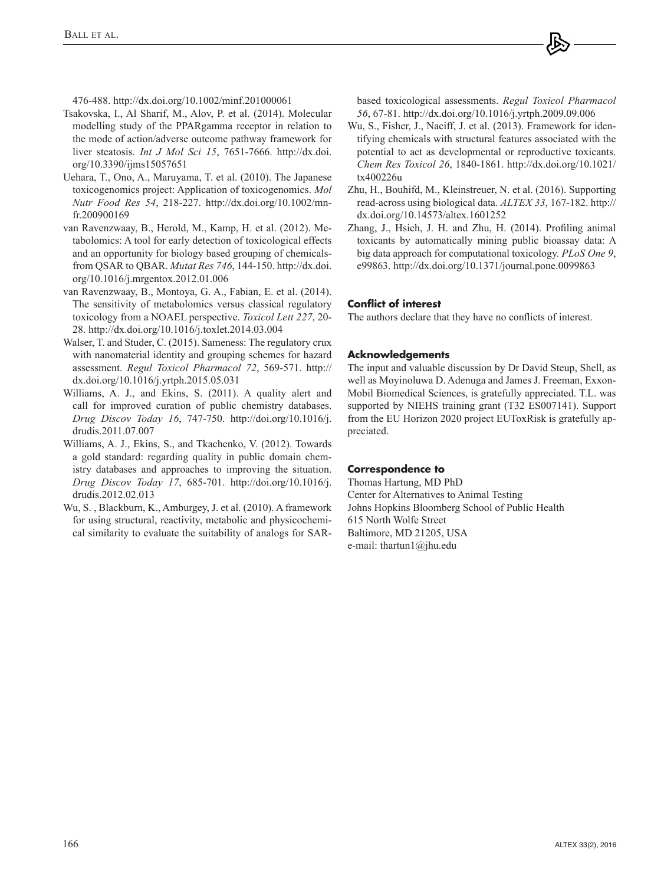476-488. http://dx.doi.org/10.1002/minf.201000061

Tsakovska, I., Al Sharif, M., Alov, P. et al. (2014). Molecular modelling study of the PPARgamma receptor in relation to the mode of action/adverse outcome pathway framework for liver steatosis. *Int J Mol Sci 15*, 7651-7666. http://dx.doi.org/10.3390/ijms15057651

Uehara, T., Ono, A., Maruyama, T. et al. (2010). The Japanese toxicogenomics project: Application of toxicogenomics. *Mol Nutr Food Res 54*, 218-227. http://dx.doi.org/10.1002/mnfr.200900169

van Ravenzwaay, B., Herold, M., Kamp, H. et al. (2012). Metabolomics: A tool for early detection of toxicological effects and an opportunity for biology based grouping of chemicals-from QSAR to QBAR. *Mutat Res 746*, 144-150. http://dx.doi.org/10.1016/j.mrgentox.2012.01.006

van Ravenzwaay, B., Montoya, G. A., Fabian, E. et al. (2014). The sensitivity of metabolomics versus classical regulatory toxicology from a NOAEL perspective. *Toxicol Lett 227*, 20-28. http://dx.doi.org/10.1016/j.toxlet.2014.03.004

Walser, T. and Studer, C. (2015). Sameness: The regulatory crux with nanomaterial identity and grouping schemes for hazard assessment. *Regul Toxicol Pharmacol 72*, 569-571. http://dx.doi.org/10.1016/j.yrtph.2015.05.031

Williams, A. J., and Ekins, S. (2011). A quality alert and call for improved curation of public chemistry databases. *Drug Discov Today 16*, 747-750. http://doi.org/10.1016/j.drudis.2011.07.007

Williams, A. J., Ekins, S., and Tkachenko, V. (2012). Towards a gold standard: regarding quality in public domain chemistry databases and approaches to improving the situation. *Drug Discov Today 17*, 685-701. http://doi.org/10.1016/j.drudis.2012.02.013

Wu, S. , Blackburn, K., Amburgey, J. et al. (2010). A framework for using structural, reactivity, metabolic and physicochemical similarity to evaluate the suitability of analogs for SAR-based toxicological assessments. *Regul Toxicol Pharmacol 56*, 67-81. http://dx.doi.org/10.1016/j.yrtph.2009.09.006

Wu, S., Fisher, J., Naciff, J. et al. (2013). Framework for identifying chemicals with structural features associated with the potential to act as developmental or reproductive toxicants. *Chem Res Toxicol 26*, 1840-1861. http://dx.doi.org/10.1021/tx400226u

Zhu, H., Bouhifd, M., Kleinstreuer, N. et al. (2016). Supporting read-across using biological data. *ALTEX 33*, 167-182. http://dx.doi.org/10.14573/altex.1601252

Zhang, J., Hsieh, J. H. and Zhu, H. (2014). Profiling animal toxicants by automatically mining public bioassay data: A big data approach for computational toxicology. *PLoS One 9*, e99863. http://dx.doi.org/10.1371/journal.pone.0099863

### Conflict of interest

The authors declare that they have no conflicts of interest.

### Acknowledgements

The input and valuable discussion by Dr David Steup, Shell, as well as Moyinoluwa D. Adenuga and James J. Freeman, ExxonMobil Biomedical Sciences, is gratefully appreciated. T.L. was supported by NIEHS training grant (T32 ES007141). Support from the EU Horizon 2020 project EUToxRisk is gratefully appreciated.

### Correspondence to

Thomas Hartung, MD PhD
Center for Alternatives to Animal Testing
Johns Hopkins Bloomberg School of Public Health
615 North Wolfe Street
Baltimore, MD 21205, USA
e-mail: thartun1@jhu.edu